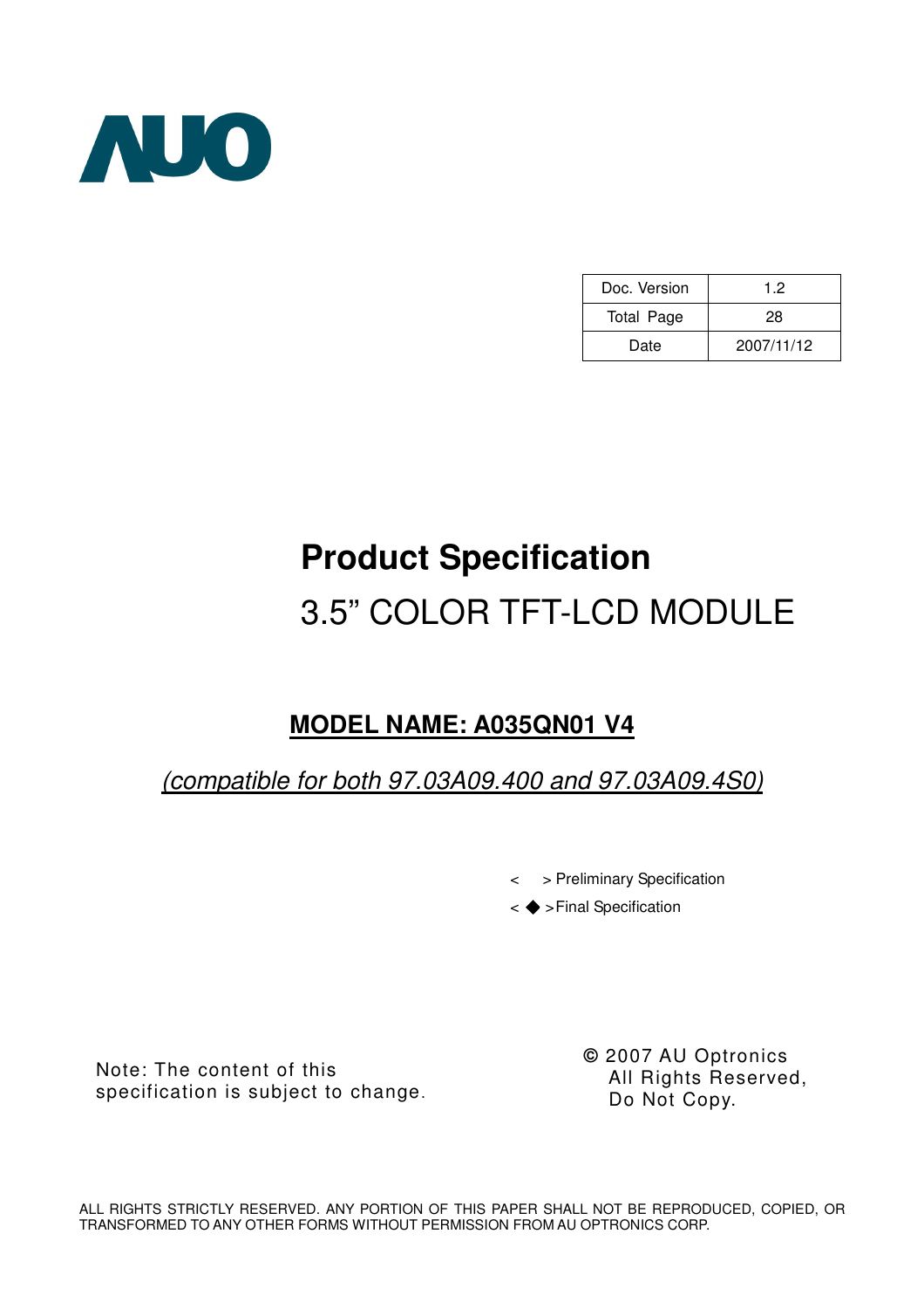AUO

| Doc. Version | 1.2 |
| --- | --- |
| Total Page | 28 |
| Date | 2007/11/12 |

# Product Specification

## 3.5" COLOR TFT-LCD MODULE

**MODEL NAME: A035QN01 V4**

*(compatible for both 97.03A09.400 and 97.03A09.4S0)*

< > Preliminary Specification

< ◆ >Final Specification

Note: The content of this specification is subject to change.

© 2007 AU Optronics
All Rights Reserved,
Do Not Copy.

ALL RIGHTS STRICTLY RESERVED. ANY PORTION OF THIS PAPER SHALL NOT BE REPRODUCED, COPIED, OR TRANSFORMED TO ANY OTHER FORMS WITHOUT PERMISSION FROM AU OPTRONICS CORP.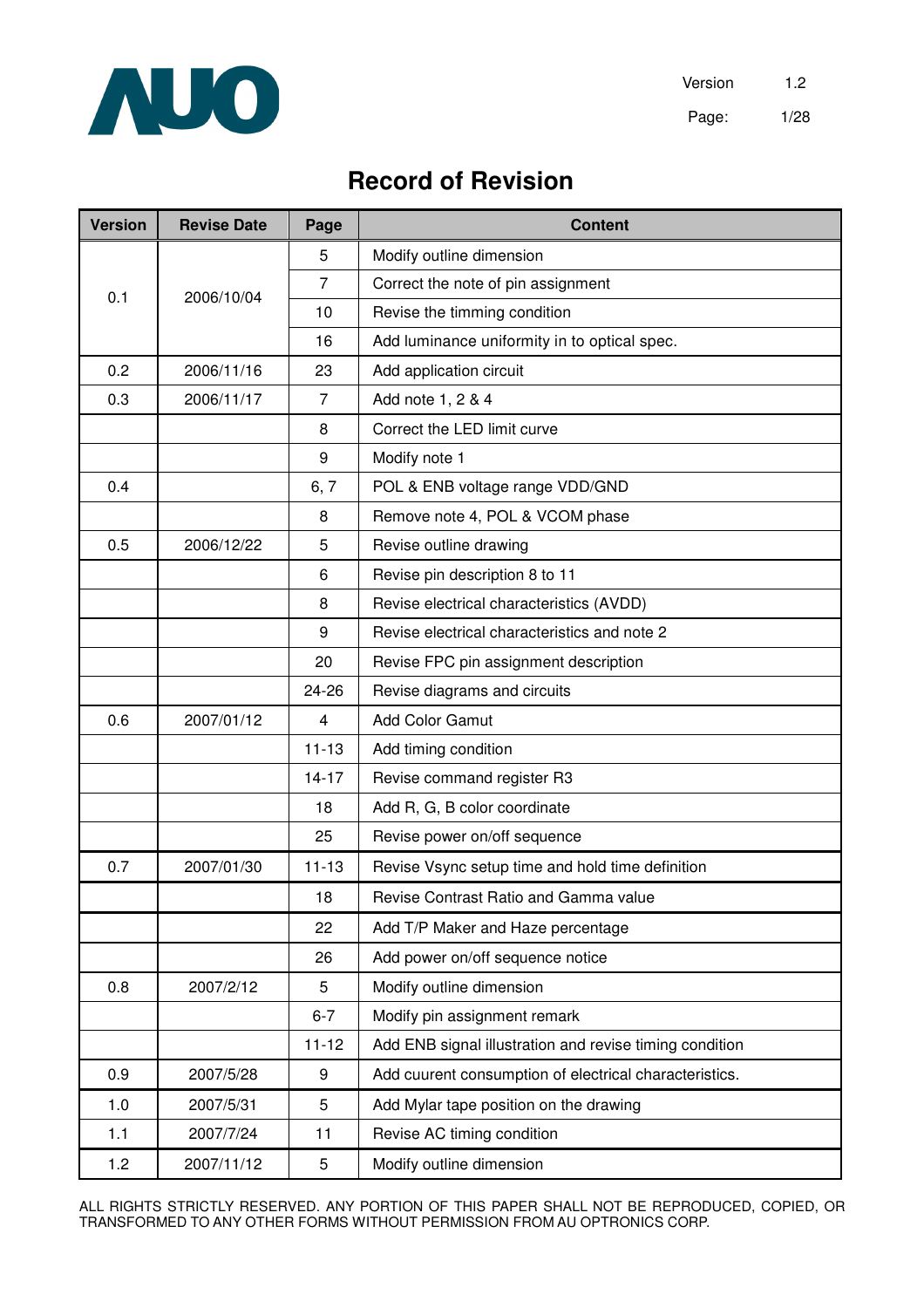# Record of Revision

| Version | Revise Date | Page | Content |
|---|---|---|---|
| 0.1 | 2006/10/04 | 5 | Modify outline dimension |
| | | 7 | Correct the note of pin assignment |
| | | 10 | Revise the timming condition |
| | | 16 | Add luminance uniformity in to optical spec. |
| 0.2 | 2006/11/16 | 23 | Add application circuit |
| 0.3 | 2006/11/17 | 7 | Add note 1, 2 & 4 |
| | | 8 | Correct the LED limit curve |
| | | 9 | Modify note 1 |
| 0.4 | | 6, 7 | POL & ENB voltage range VDD/GND |
| | | 8 | Remove note 4, POL & VCOM phase |
| 0.5 | 2006/12/22 | 5 | Revise outline drawing |
| | | 6 | Revise pin description 8 to 11 |
| | | 8 | Revise electrical characteristics (AVDD) |
| | | 9 | Revise electrical characteristics and note 2 |
| | | 20 | Revise FPC pin assignment description |
| | | 24-26 | Revise diagrams and circuits |
| 0.6 | 2007/01/12 | 4 | Add Color Gamut |
| | | 11-13 | Add timing condition |
| | | 14-17 | Revise command register R3 |
| | | 18 | Add R, G, B color coordinate |
| | | 25 | Revise power on/off sequence |
| 0.7 | 2007/01/30 | 11-13 | Revise Vsync setup time and hold time definition |
| | | 18 | Revise Contrast Ratio and Gamma value |
| | | 22 | Add T/P Maker and Haze percentage |
| | | 26 | Add power on/off sequence notice |
| 0.8 | 2007/2/12 | 5 | Modify outline dimension |
| | | 6-7 | Modify pin assignment remark |
| | | 11-12 | Add ENB signal illustration and revise timing condition |
| 0.9 | 2007/5/28 | 9 | Add cuurent consumption of electrical characteristics. |
| 1.0 | 2007/5/31 | 5 | Add Mylar tape position on the drawing |
| 1.1 | 2007/7/24 | 11 | Revise AC timing condition |
| 1.2 | 2007/11/12 | 5 | Modify outline dimension |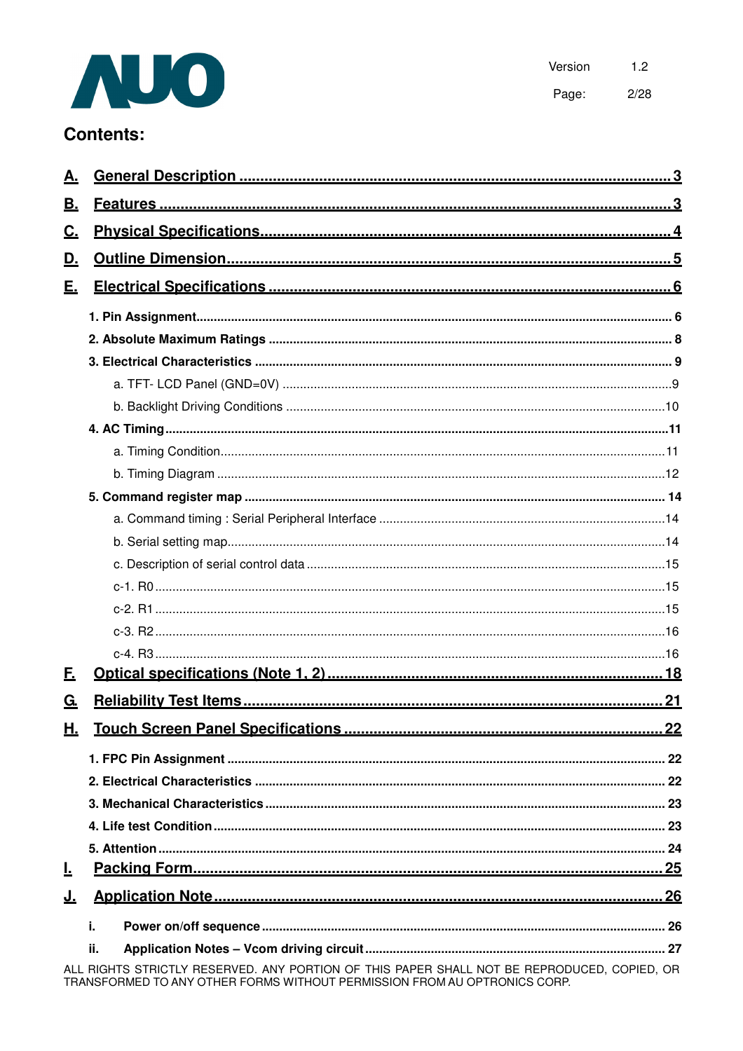# Contents:

**A. General Description** ........ 3

**B. Features** ........ 3

**C. Physical Specifications** ........ 4

**D. Outline Dimension** ........ 5

**E. Electrical Specifications** ........ 6

- **1. Pin Assignment** ........ 6
- **2. Absolute Maximum Ratings** ........ 8
- **3. Electrical Characteristics** ........ 9
  - a. TFT- LCD Panel (GND=0V) ........ 9
  - b. Backlight Driving Conditions ........ 10
- **4. AC Timing** ........ 11
  - a. Timing Condition ........ 11
  - b. Timing Diagram ........ 12
- **5. Command register map** ........ 14
  - a. Command timing : Serial Peripheral Interface ........ 14
  - b. Serial setting map ........ 14
  - c. Description of serial control data ........ 15
  - c-1. R0 ........ 15
  - c-2. R1 ........ 15
  - c-3. R2 ........ 16
  - c-4. R3 ........ 16

**F. Optical specifications (Note 1, 2)** ........ 18

**G. Reliability Test Items** ........ 21

**H. Touch Screen Panel Specifications** ........ 22

- **1. FPC Pin Assignment** ........ 22
- **2. Electrical Characteristics** ........ 22
- **3. Mechanical Characteristics** ........ 23
- **4. Life test Condition** ........ 23
- **5. Attention** ........ 24

**I. Packing Form** ........ 25

**J. Application Note** ........ 26

- **i. Power on/off sequence** ........ 26
- **ii. Application Notes – Vcom driving circuit** ........ 27

ALL RIGHTS STRICTLY RESERVED. ANY PORTION OF THIS PAPER SHALL NOT BE REPRODUCED, COPIED, OR TRANSFORMED TO ANY OTHER FORMS WITHOUT PERMISSION FROM AU OPTRONICS CORP.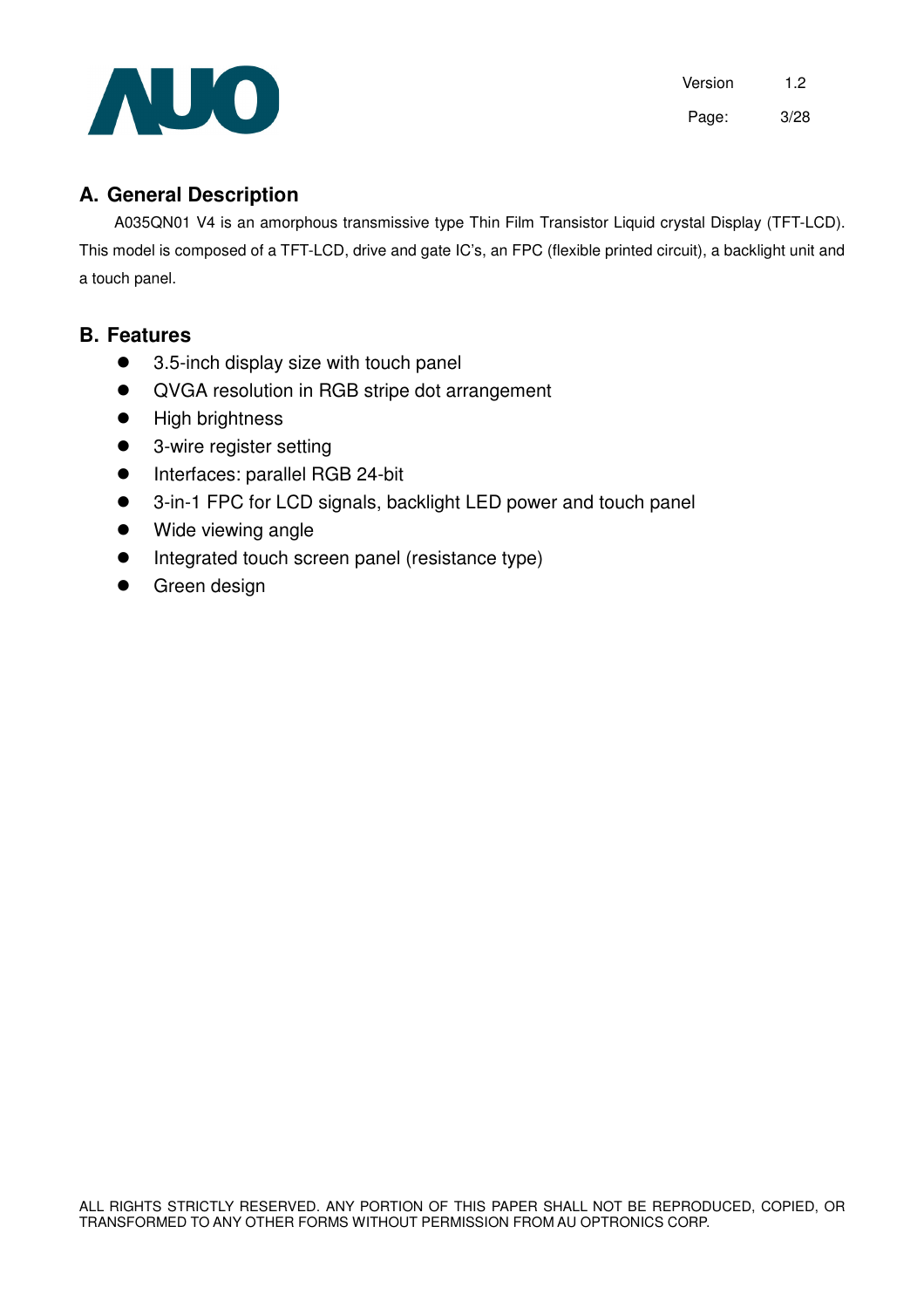## A. General Description

A035QN01 V4 is an amorphous transmissive type Thin Film Transistor Liquid crystal Display (TFT-LCD). This model is composed of a TFT-LCD, drive and gate IC's, an FPC (flexible printed circuit), a backlight unit and a touch panel.

## B. Features

- 3.5-inch display size with touch panel
- QVGA resolution in RGB stripe dot arrangement
- High brightness
- 3-wire register setting
- Interfaces: parallel RGB 24-bit
- 3-in-1 FPC for LCD signals, backlight LED power and touch panel
- Wide viewing angle
- Integrated touch screen panel (resistance type)
- Green design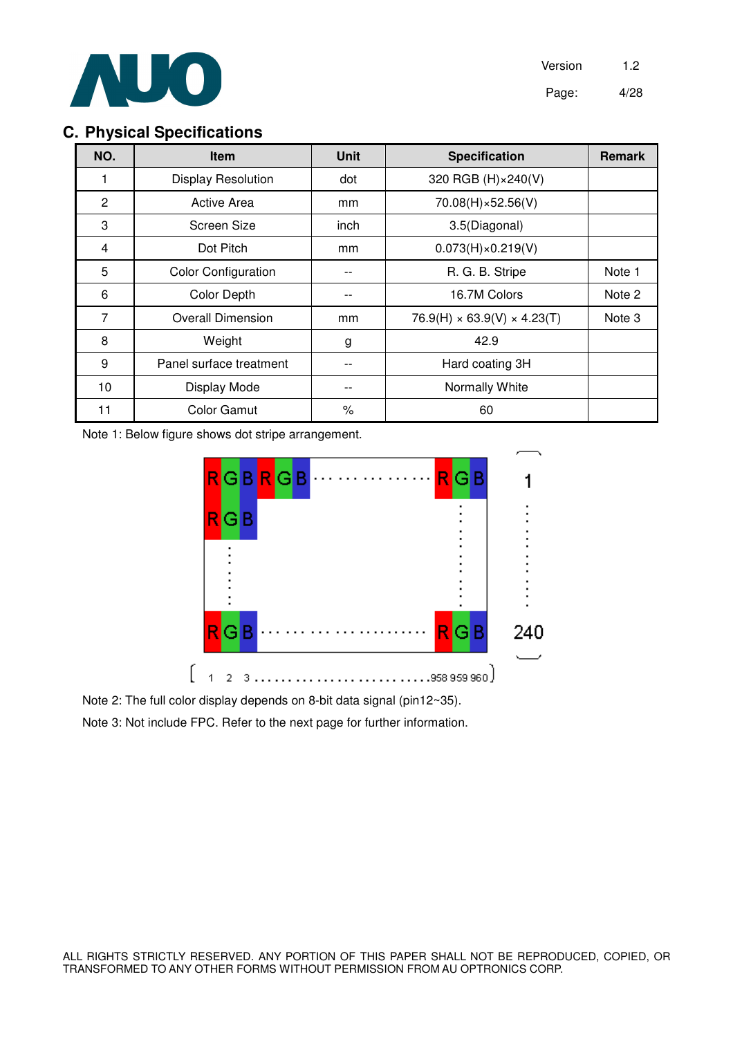## C. Physical Specifications

| NO. | Item | Unit | Specification | Remark |
|---|---|---|---|---|
| 1 | Display Resolution | dot | 320 RGB (H)×240(V) | |
| 2 | Active Area | mm | 70.08(H)×52.56(V) | |
| 3 | Screen Size | inch | 3.5(Diagonal) | |
| 4 | Dot Pitch | mm | 0.073(H)×0.219(V) | |
| 5 | Color Configuration | -- | R. G. B. Stripe | Note 1 |
| 6 | Color Depth | -- | 16.7M Colors | Note 2 |
| 7 | Overall Dimension | mm | 76.9(H) × 63.9(V) × 4.23(T) | Note 3 |
| 8 | Weight | g | 42.9 | |
| 9 | Panel surface treatment | -- | Hard coating 3H | |
| 10 | Display Mode | -- | Normally White | |
| 11 | Color Gamut | % | 60 | |

Note 1: Below figure shows dot stripe arrangement.

Note 2: The full color display depends on 8-bit data signal (pin12~35).

Note 3: Not include FPC. Refer to the next page for further information.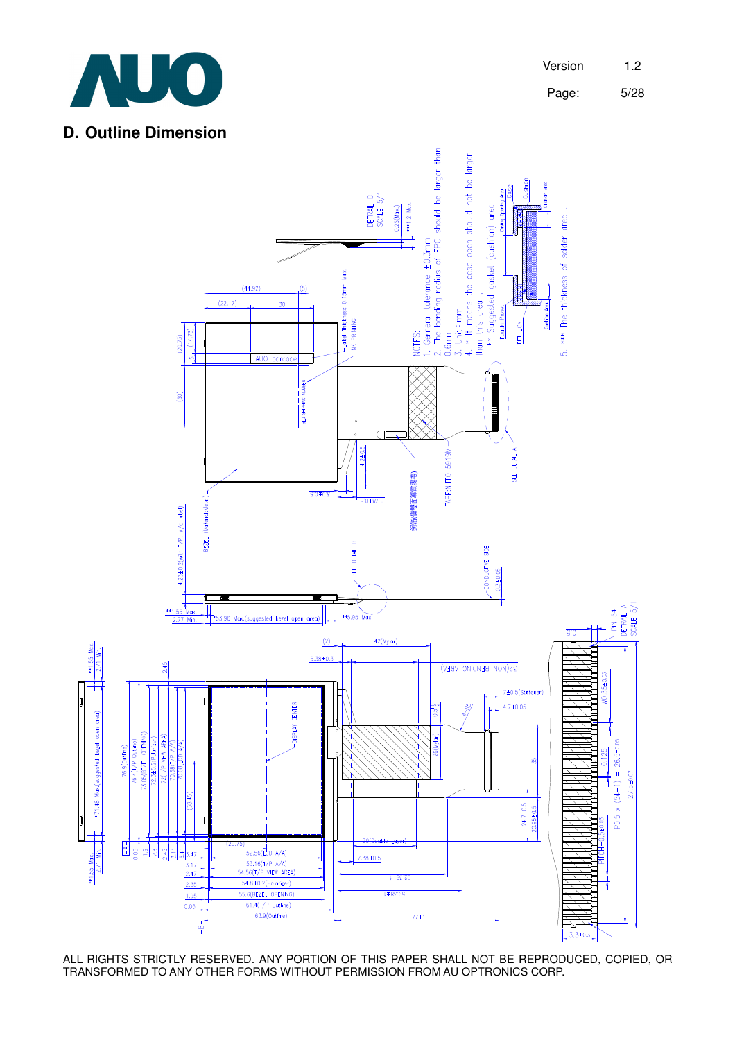## D. Outline Dimension

NOTES:

1. General tolerance ±0.3mm
2. The bending radius of FPC should be larger than 0.6mm
3. Unit: mm
4. * It means the case open should not be larger than this area.

** Suggested gasket (cushion) area

5. *** The thickness of solder area.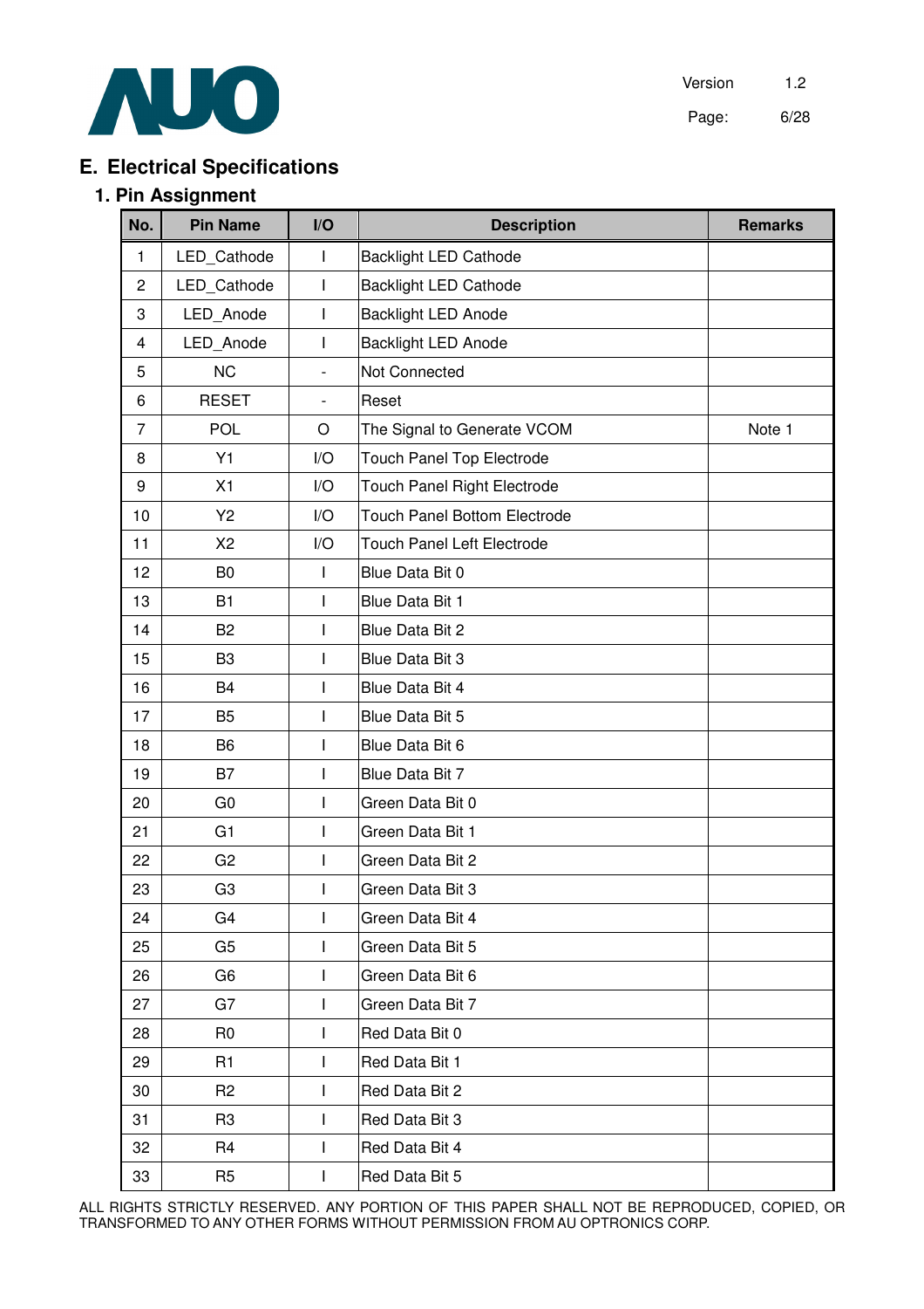# E. Electrical Specifications

## 1. Pin Assignment

| No. | Pin Name | I/O | Description | Remarks |
|---|---|---|---|---|
| 1 | LED_Cathode | I | Backlight LED Cathode | |
| 2 | LED_Cathode | I | Backlight LED Cathode | |
| 3 | LED_Anode | I | Backlight LED Anode | |
| 4 | LED_Anode | I | Backlight LED Anode | |
| 5 | NC | - | Not Connected | |
| 6 | RESET | - | Reset | |
| 7 | POL | O | The Signal to Generate VCOM | Note 1 |
| 8 | Y1 | I/O | Touch Panel Top Electrode | |
| 9 | X1 | I/O | Touch Panel Right Electrode | |
| 10 | Y2 | I/O | Touch Panel Bottom Electrode | |
| 11 | X2 | I/O | Touch Panel Left Electrode | |
| 12 | B0 | I | Blue Data Bit 0 | |
| 13 | B1 | I | Blue Data Bit 1 | |
| 14 | B2 | I | Blue Data Bit 2 | |
| 15 | B3 | I | Blue Data Bit 3 | |
| 16 | B4 | I | Blue Data Bit 4 | |
| 17 | B5 | I | Blue Data Bit 5 | |
| 18 | B6 | I | Blue Data Bit 6 | |
| 19 | B7 | I | Blue Data Bit 7 | |
| 20 | G0 | I | Green Data Bit 0 | |
| 21 | G1 | I | Green Data Bit 1 | |
| 22 | G2 | I | Green Data Bit 2 | |
| 23 | G3 | I | Green Data Bit 3 | |
| 24 | G4 | I | Green Data Bit 4 | |
| 25 | G5 | I | Green Data Bit 5 | |
| 26 | G6 | I | Green Data Bit 6 | |
| 27 | G7 | I | Green Data Bit 7 | |
| 28 | R0 | I | Red Data Bit 0 | |
| 29 | R1 | I | Red Data Bit 1 | |
| 30 | R2 | I | Red Data Bit 2 | |
| 31 | R3 | I | Red Data Bit 3 | |
| 32 | R4 | I | Red Data Bit 4 | |
| 33 | R5 | I | Red Data Bit 5 | |

ALL RIGHTS STRICTLY RESERVED. ANY PORTION OF THIS PAPER SHALL NOT BE REPRODUCED, COPIED, OR TRANSFORMED TO ANY OTHER FORMS WITHOUT PERMISSION FROM AU OPTRONICS CORP.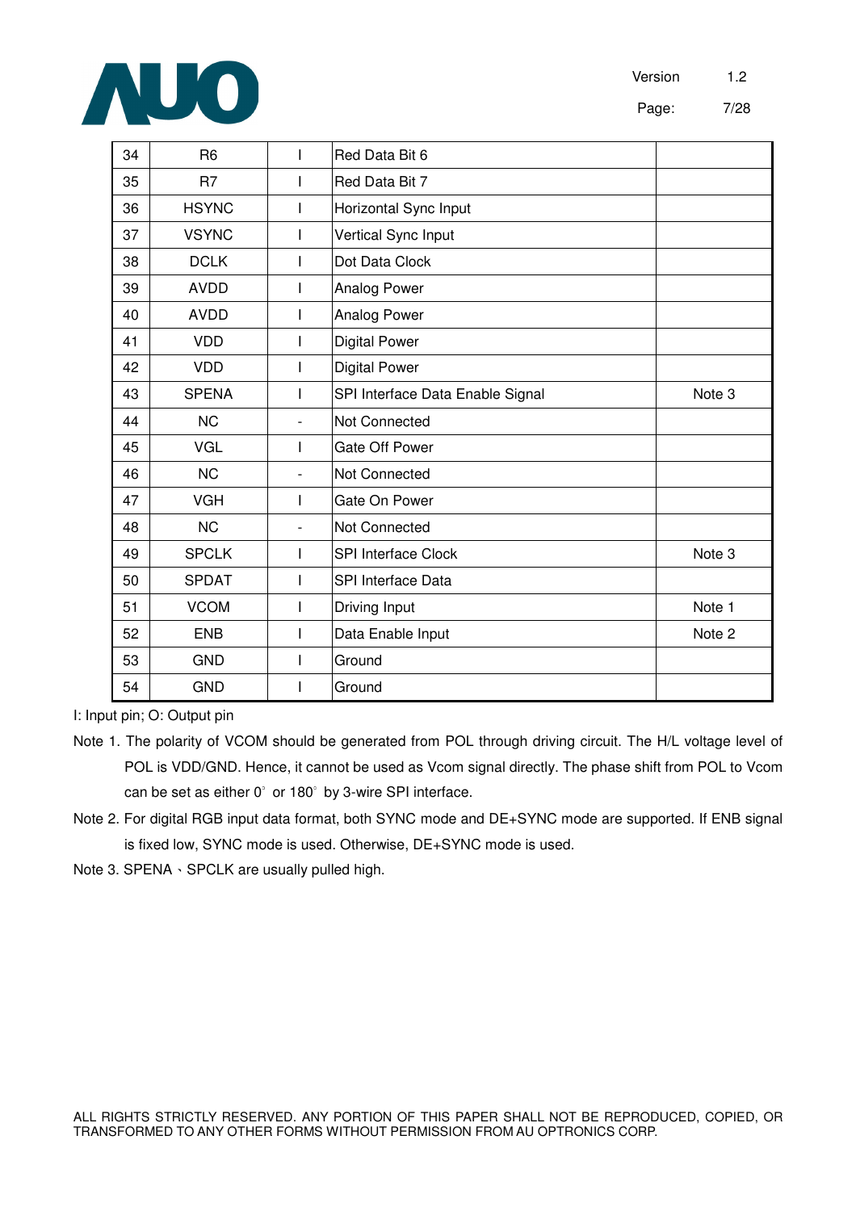| 34 | R6 | I | Red Data Bit 6 | |
|---|---|---|---|---|
| 35 | R7 | I | Red Data Bit 7 | |
| 36 | HSYNC | I | Horizontal Sync Input | |
| 37 | VSYNC | I | Vertical Sync Input | |
| 38 | DCLK | I | Dot Data Clock | |
| 39 | AVDD | I | Analog Power | |
| 40 | AVDD | I | Analog Power | |
| 41 | VDD | I | Digital Power | |
| 42 | VDD | I | Digital Power | |
| 43 | SPENA | I | SPI Interface Data Enable Signal | Note 3 |
| 44 | NC | - | Not Connected | |
| 45 | VGL | I | Gate Off Power | |
| 46 | NC | - | Not Connected | |
| 47 | VGH | I | Gate On Power | |
| 48 | NC | - | Not Connected | |
| 49 | SPCLK | I | SPI Interface Clock | Note 3 |
| 50 | SPDAT | I | SPI Interface Data | |
| 51 | VCOM | I | Driving Input | Note 1 |
| 52 | ENB | I | Data Enable Input | Note 2 |
| 53 | GND | I | Ground | |
| 54 | GND | I | Ground | |

I: Input pin; O: Output pin

Note 1. The polarity of VCOM should be generated from POL through driving circuit. The H/L voltage level of POL is VDD/GND. Hence, it cannot be used as Vcom signal directly. The phase shift from POL to Vcom can be set as either 0° or 180° by 3-wire SPI interface.

Note 2. For digital RGB input data format, both SYNC mode and DE+SYNC mode are supported. If ENB signal is fixed low, SYNC mode is used. Otherwise, DE+SYNC mode is used.

Note 3. SPENA、SPCLK are usually pulled high.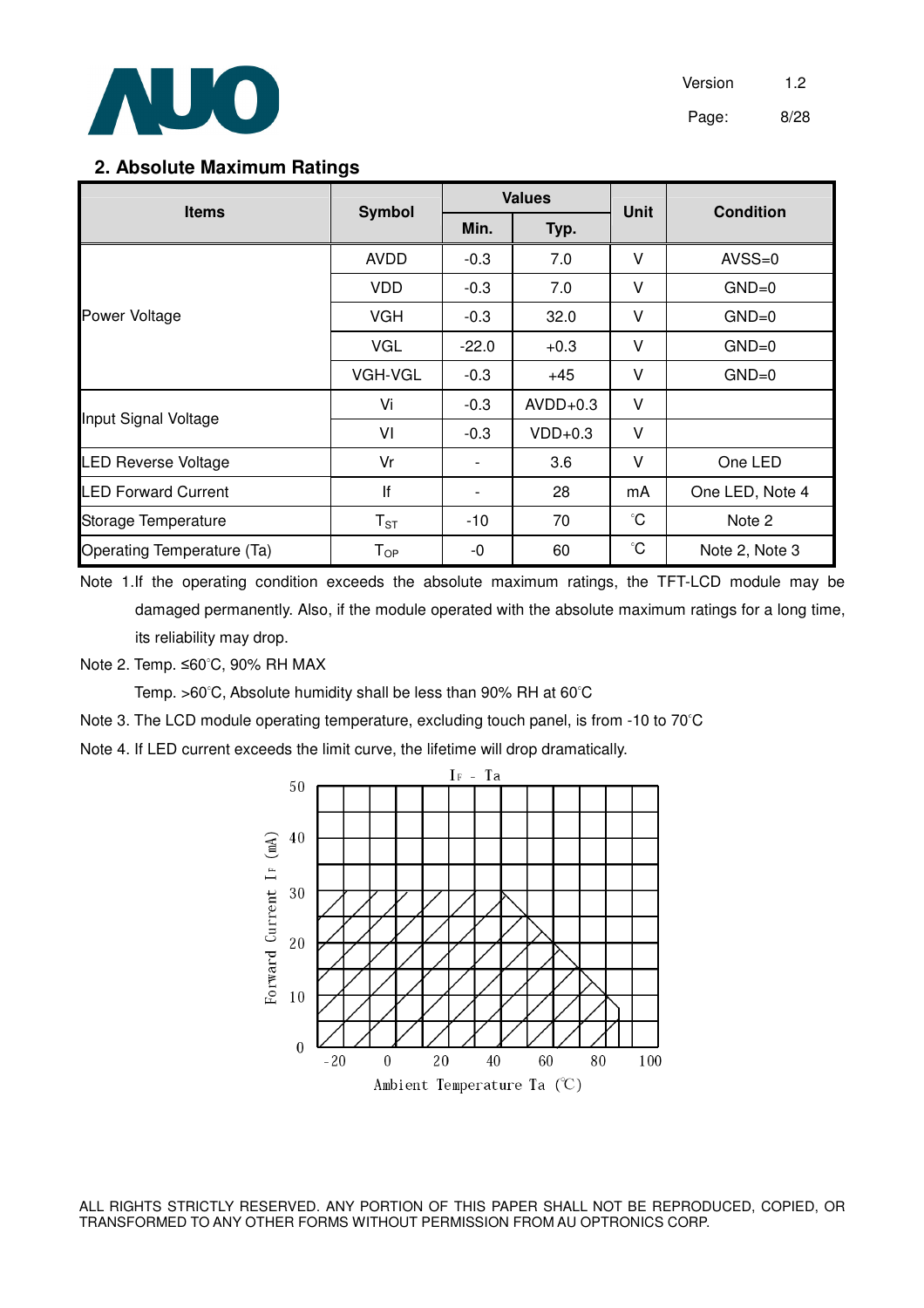## 2. Absolute Maximum Ratings

| Items | Symbol | Values | | Unit | Condition |
|---|---|---|---|---|---|
| | | Min. | Typ. | | |
| Power Voltage | AVDD | -0.3 | 7.0 | V | AVSS=0 |
| | VDD | -0.3 | 7.0 | V | GND=0 |
| | VGH | -0.3 | 32.0 | V | GND=0 |
| | VGL | -22.0 | +0.3 | V | GND=0 |
| | VGH-VGL | -0.3 | +45 | V | GND=0 |
| Input Signal Voltage | Vi | -0.3 | AVDD+0.3 | V | |
| | Vl | -0.3 | VDD+0.3 | V | |
| LED Reverse Voltage | Vr | - | 3.6 | V | One LED |
| LED Forward Current | If | - | 28 | mA | One LED, Note 4 |
| Storage Temperature | $T_{ST}$ | -10 | 70 | ℃ | Note 2 |
| Operating Temperature (Ta) | $T_{OP}$ | -0 | 60 | ℃ | Note 2, Note 3 |

Note 1. If the operating condition exceeds the absolute maximum ratings, the TFT-LCD module may be damaged permanently. Also, if the module operated with the absolute maximum ratings for a long time, its reliability may drop.

Note 2. Temp. ≤60℃, 90% RH MAX

Temp. >60℃, Absolute humidity shall be less than 90% RH at 60℃

Note 3. The LCD module operating temperature, excluding touch panel, is from -10 to 70℃

Note 4. If LED current exceeds the limit curve, the lifetime will drop dramatically.

$I_F$ - Ta

Forward Current $I_F$ (mA)

Ambient Temperature Ta (℃)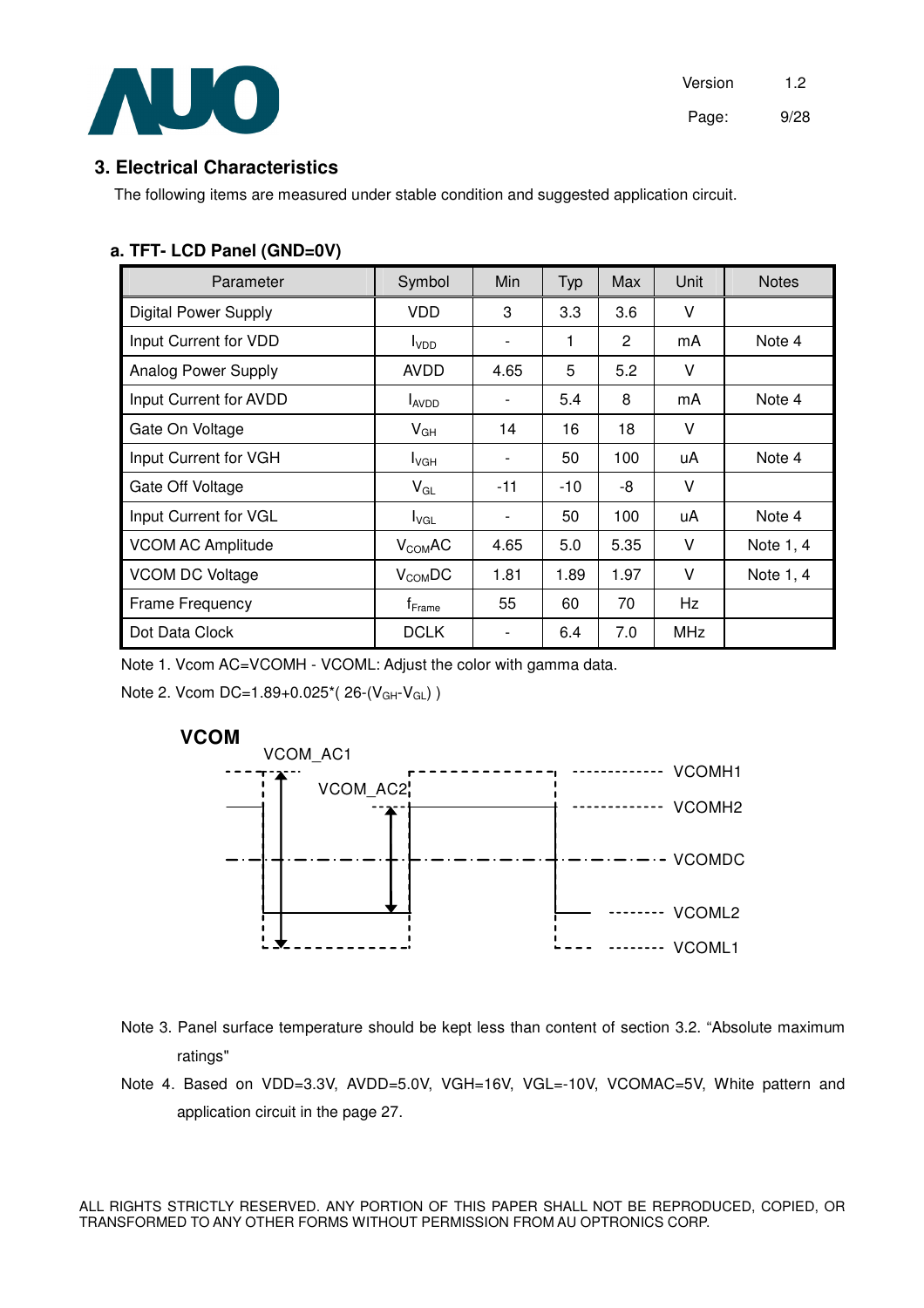## 3. Electrical Characteristics

The following items are measured under stable condition and suggested application circuit.

### a. TFT- LCD Panel (GND=0V)

| Parameter | Symbol | Min | Typ | Max | Unit | Notes |
|---|---|---|---|---|---|---|
| Digital Power Supply | VDD | 3 | 3.3 | 3.6 | V | |
| Input Current for VDD | $I_{VDD}$ | - | 1 | 2 | mA | Note 4 |
| Analog Power Supply | AVDD | 4.65 | 5 | 5.2 | V | |
| Input Current for AVDD | $I_{AVDD}$ | - | 5.4 | 8 | mA | Note 4 |
| Gate On Voltage | $V_{GH}$ | 14 | 16 | 18 | V | |
| Input Current for VGH | $I_{VGH}$ | - | 50 | 100 | uA | Note 4 |
| Gate Off Voltage | $V_{GL}$ | -11 | -10 | -8 | V | |
| Input Current for VGL | $I_{VGL}$ | - | 50 | 100 | uA | Note 4 |
| VCOM AC Amplitude | $V_{COM}AC$ | 4.65 | 5.0 | 5.35 | V | Note 1, 4 |
| VCOM DC Voltage | $V_{COM}DC$ | 1.81 | 1.89 | 1.97 | V | Note 1, 4 |
| Frame Frequency | $f_{Frame}$ | 55 | 60 | 70 | Hz | |
| Dot Data Clock | DCLK | - | 6.4 | 7.0 | MHz | |

Note 1. Vcom AC=VCOMH - VCOML: Adjust the color with gamma data.

Note 2. Vcom DC=1.89+0.025*( 26-($V_{GH}$-$V_{GL}$) )

**VCOM**

VCOM_AC1, VCOM_AC2, VCOMH1, VCOMH2, VCOMDC, VCOML2, VCOML1

Note 3. Panel surface temperature should be kept less than content of section 3.2. "Absolute maximum ratings"

Note 4. Based on VDD=3.3V, AVDD=5.0V, VGH=16V, VGL=-10V, VCOMAC=5V, White pattern and application circuit in the page 27.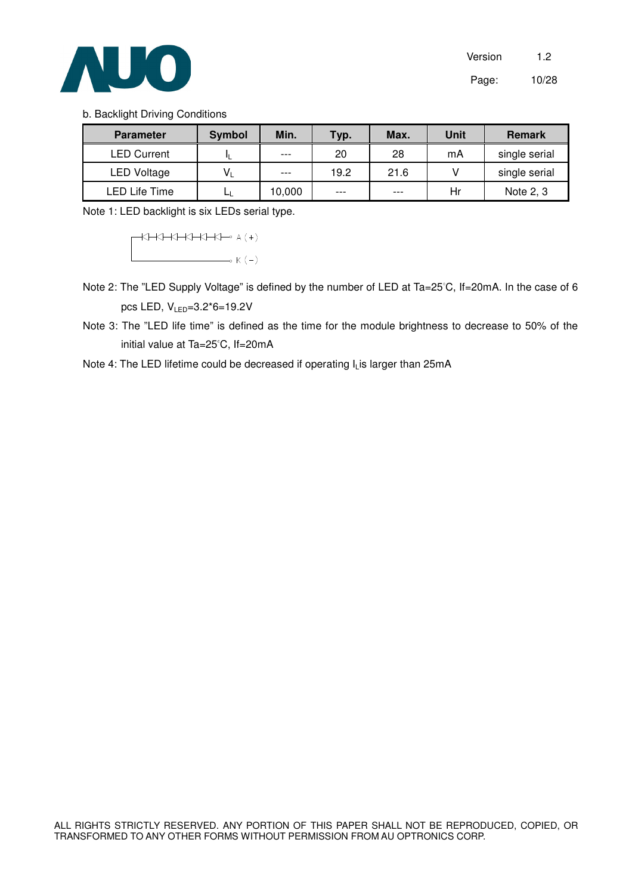b. Backlight Driving Conditions

| Parameter | Symbol | Min. | Typ. | Max. | Unit | Remark |
|---|---|---|---|---|---|---|
| LED Current | $I_L$ | --- | 20 | 28 | mA | single serial |
| LED Voltage | $V_L$ | --- | 19.2 | 21.6 | V | single serial |
| LED Life Time | $L_L$ | 10,000 | --- | --- | Hr | Note 2, 3 |

Note 1: LED backlight is six LEDs serial type.

A (+)

K (−)

Note 2: The "LED Supply Voltage" is defined by the number of LED at Ta=25°C, If=20mA. In the case of 6 pcs LED, $V_{LED}$=3.2*6=19.2V

Note 3: The "LED life time" is defined as the time for the module brightness to decrease to 50% of the initial value at Ta=25°C, If=20mA

Note 4: The LED lifetime could be decreased if operating $I_L$ is larger than 25mA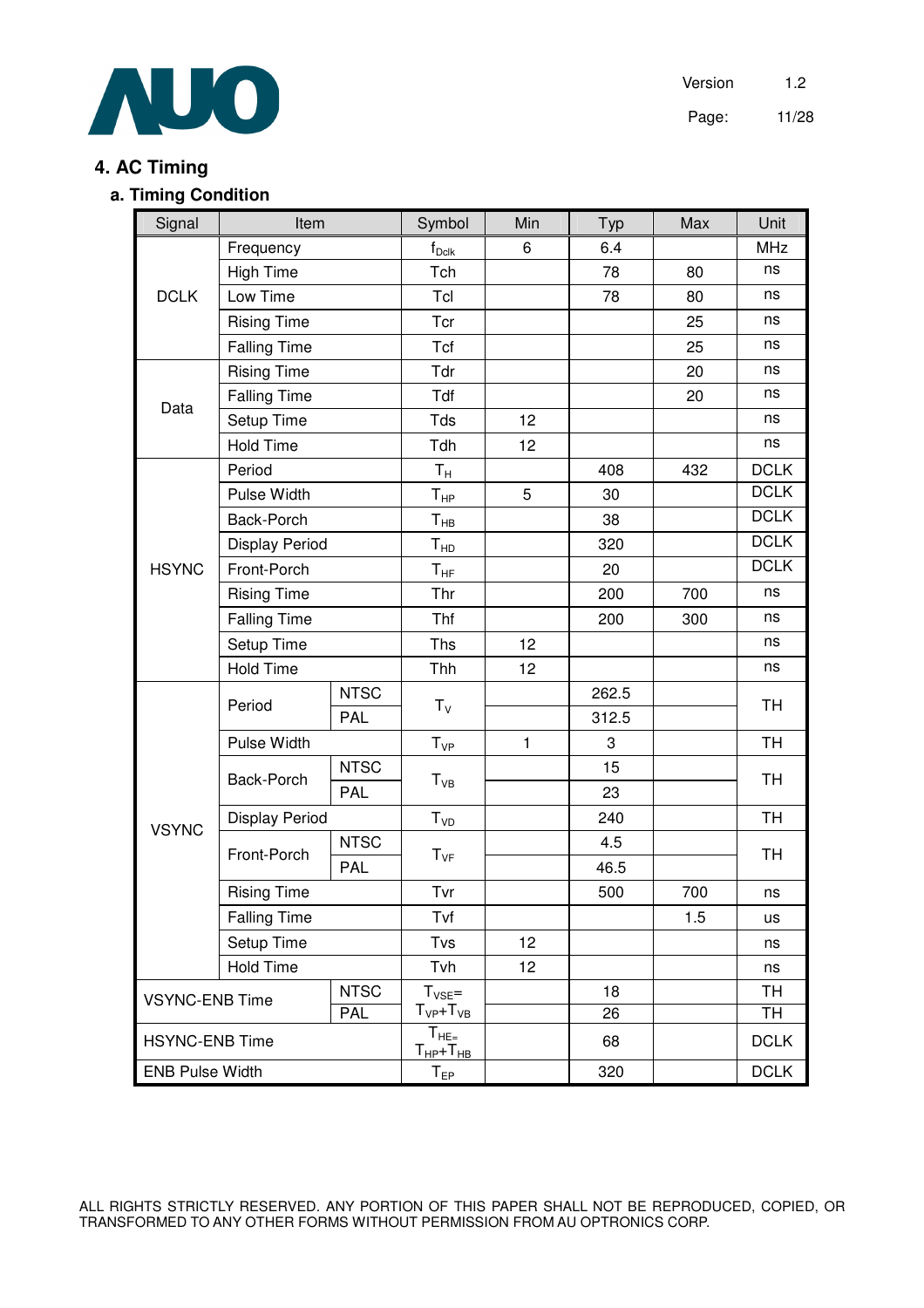## 4. AC Timing

### a. Timing Condition

| Signal | Item | | Symbol | Min | Typ | Max | Unit |
|---|---|---|---|---|---|---|---|
| DCLK | Frequency | | $f_{Dclk}$ | 6 | 6.4 | | MHz |
| | High Time | | Tch | | 78 | 80 | ns |
| | Low Time | | Tcl | | 78 | 80 | ns |
| | Rising Time | | Tcr | | | 25 | ns |
| | Falling Time | | Tcf | | | 25 | ns |
| Data | Rising Time | | Tdr | | | 20 | ns |
| | Falling Time | | Tdf | | | 20 | ns |
| | Setup Time | | Tds | 12 | | | ns |
| | Hold Time | | Tdh | 12 | | | ns |
| HSYNC | Period | | $T_H$ | | 408 | 432 | DCLK |
| | Pulse Width | | $T_{HP}$ | 5 | 30 | | DCLK |
| | Back-Porch | | $T_{HB}$ | | 38 | | DCLK |
| | Display Period | | $T_{HD}$ | | 320 | | DCLK |
| | Front-Porch | | $T_{HF}$ | | 20 | | DCLK |
| | Rising Time | | Thr | | 200 | 700 | ns |
| | Falling Time | | Thf | | 200 | 300 | ns |
| | Setup Time | | Ths | 12 | | | ns |
| | Hold Time | | Thh | 12 | | | ns |
| VSYNC | Period | NTSC | $T_V$ | | 262.5 | | TH |
| | | PAL | | | 312.5 | | TH |
| | Pulse Width | | $T_{VP}$ | 1 | 3 | | TH |
| | Back-Porch | NTSC | $T_{VB}$ | | 15 | | TH |
| | | PAL | | | 23 | | TH |
| | Display Period | | $T_{VD}$ | | 240 | | TH |
| | Front-Porch | NTSC | $T_{VF}$ | | 4.5 | | TH |
| | | PAL | | | 46.5 | | TH |
| | Rising Time | | Tvr | | 500 | 700 | ns |
| | Falling Time | | Tvf | | | 1.5 | us |
| | Setup Time | | Tvs | 12 | | | ns |
| | Hold Time | | Tvh | 12 | | | ns |
| VSYNC-ENB Time | | NTSC | $T_{VSE}=T_{VP}+T_{VB}$ | | 18 | | TH |
| | | PAL | | | 26 | | TH |
| HSYNC-ENB Time | | | $T_{HE}=T_{HP}+T_{HB}$ | | 68 | | DCLK |
| ENB Pulse Width | | | $T_{EP}$ | | 320 | | DCLK |

ALL RIGHTS STRICTLY RESERVED. ANY PORTION OF THIS PAPER SHALL NOT BE REPRODUCED, COPIED, OR TRANSFORMED TO ANY OTHER FORMS WITHOUT PERMISSION FROM AU OPTRONICS CORP.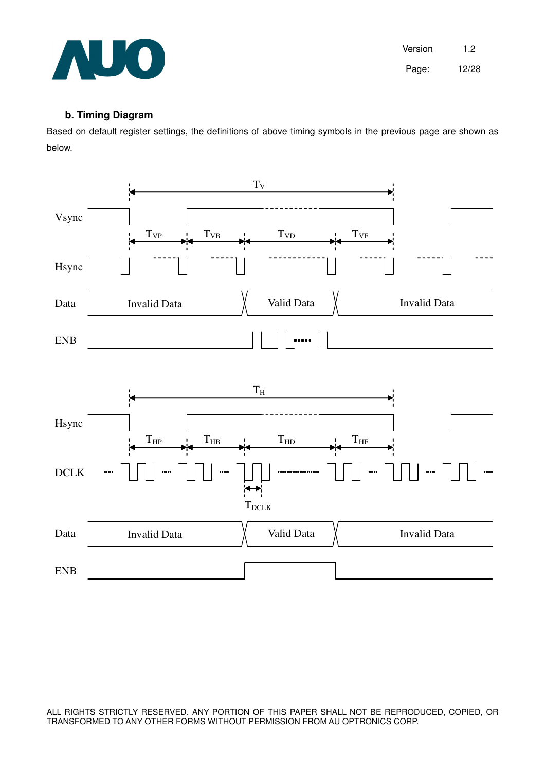### b. Timing Diagram

Based on default register settings, the definitions of above timing symbols in the previous page are shown as below.

$T_V$

Vsync

$T_{VP}$ $T_{VB}$ $T_{VD}$ $T_{VF}$

Hsync

Data: Invalid Data | Valid Data | Invalid Data

ENB

$T_H$

Hsync

$T_{HP}$ $T_{HB}$ $T_{HD}$ $T_{HF}$

DCLK

$T_{DCLK}$

Data: Invalid Data | Valid Data | Invalid Data

ENB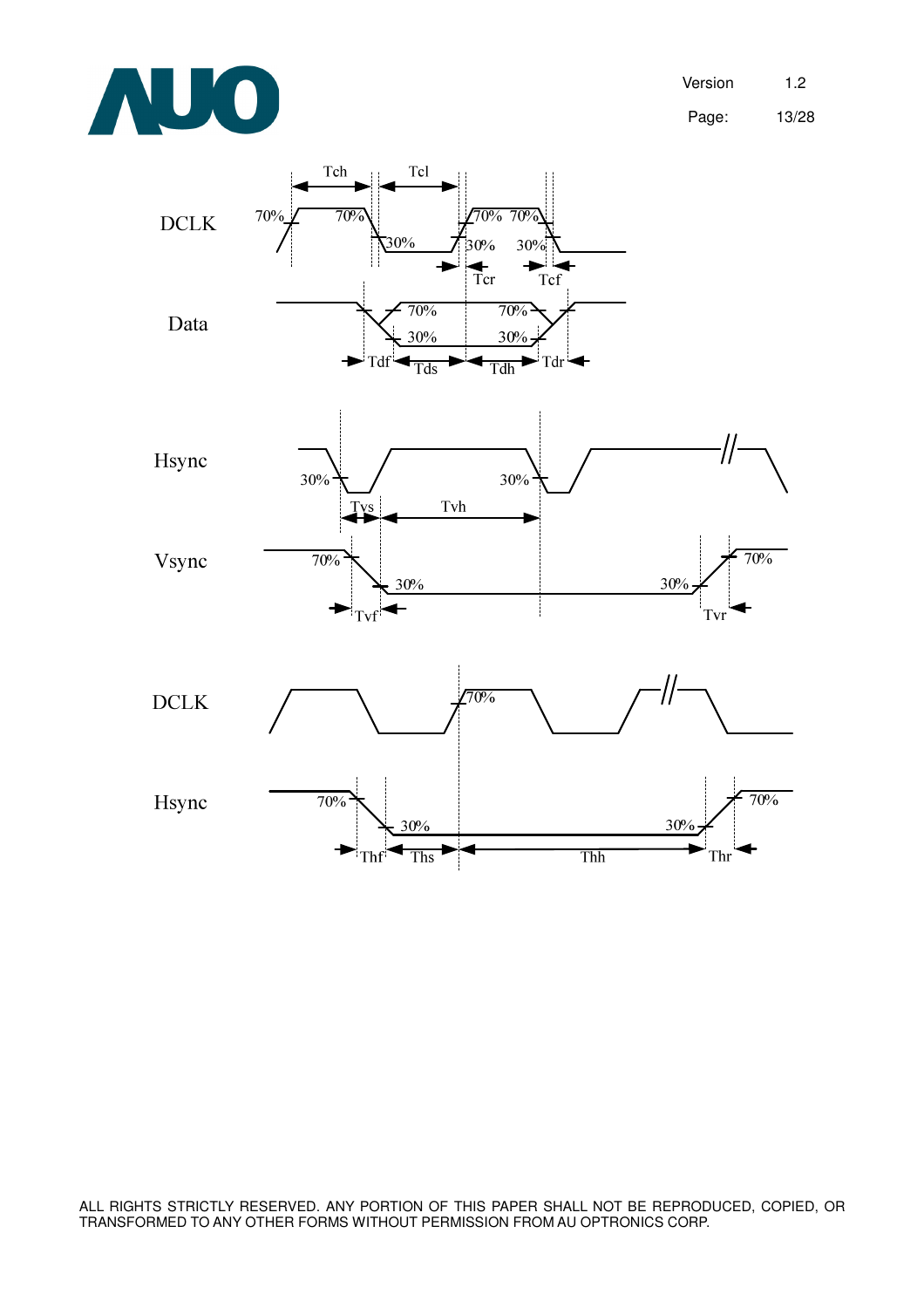DCLK

Tch, Tcl, Tcr, Tcf

70%, 30%

Data

Tdf, Tds, Tdh, Tdr

Hsync

Tvs, Tvh

Vsync

Tvf, Tvr

DCLK

Hsync

Thf, Ths, Thh, Thr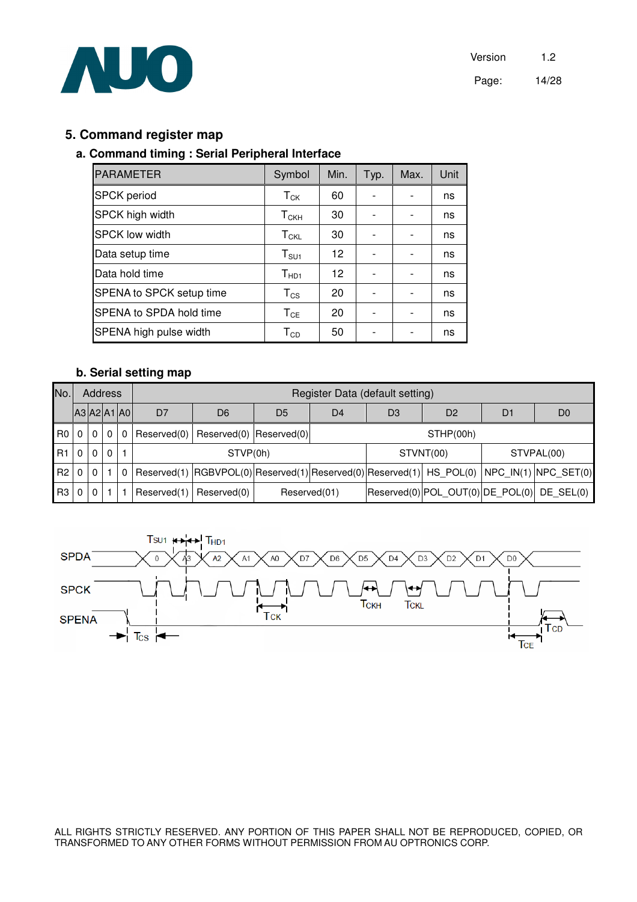## 5. Command register map

### a. Command timing : Serial Peripheral Interface

| PARAMETER | Symbol | Min. | Typ. | Max. | Unit |
|---|---|---|---|---|---|
| SPCK period | $T_{CK}$ | 60 | - | - | ns |
| SPCK high width | $T_{CKH}$ | 30 | - | - | ns |
| SPCK low width | $T_{CKL}$ | 30 | - | - | ns |
| Data setup time | $T_{SU1}$ | 12 | - | - | ns |
| Data hold time | $T_{HD1}$ | 12 | - | - | ns |
| SPENA to SPCK setup time | $T_{CS}$ | 20 | - | - | ns |
| SPENA to SPDA hold time | $T_{CE}$ | 20 | - | - | ns |
| SPENA high pulse width | $T_{CD}$ | 50 | - | - | ns |

### b. Serial setting map

| No. | Address | | | | Register Data (default setting) | | | | | | | |
|---|---|---|---|---|---|---|---|---|---|---|---|---|
| | A3 | A2 | A1 | A0 | D7 | D6 | D5 | D4 | D3 | D2 | D1 | D0 |
| R0 | 0 | 0 | 0 | 0 | Reserved(0) | Reserved(0) | Reserved(0) | STHP(00h) | | | | |
| R1 | 0 | 0 | 0 | 1 | STVP(0h) | | | | STVNT(00) | | STVPAL(00) | |
| R2 | 0 | 0 | 1 | 0 | Reserved(1) | RGBVPOL(0) | Reserved(1) | Reserved(0) | Reserved(1) | HS_POL(0) | NPC_IN(1) | NPC_SET(0) |
| R3 | 0 | 0 | 1 | 1 | Reserved(1) | Reserved(0) | Reserved(01) | | Reserved(0) | POL_OUT(0) | DE_POL(0) | DE_SEL(0) |

SPDA: 0, A3, A2, A1, A0, D7, D6, D5, D4, D3, D2, D1, D0

SPCK

SPENA

$T_{SU1}$, $T_{HD1}$, $T_{CK}$, $T_{CKH}$, $T_{CKL}$, $T_{CS}$, $T_{CE}$, $T_{CD}$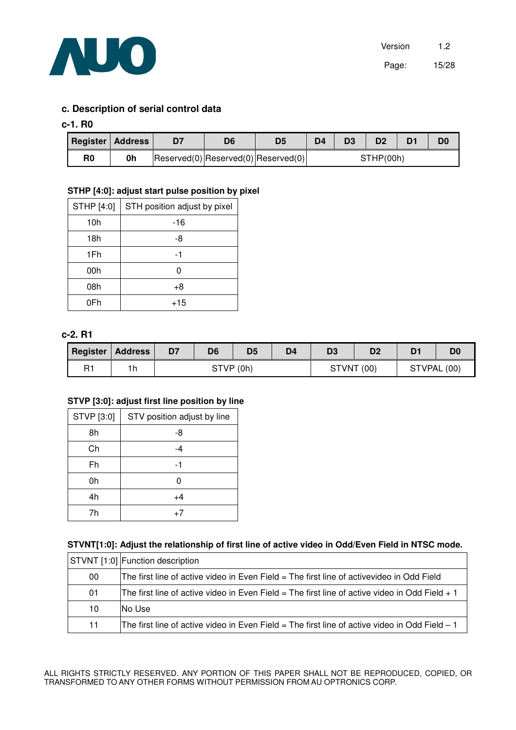## c. Description of serial control data

### c-1. R0

| Register | Address | D7 | D6 | D5 | D4 | D3 | D2 | D1 | D0 |
|---|---|---|---|---|---|---|---|---|---|
| R0 | 0h | Reserved(0) | Reserved(0) | Reserved(0) | STHP(00h) | | | | |

**STHP [4:0]: adjust start pulse position by pixel**

| STHP [4:0] | STH position adjust by pixel |
|---|---|
| 10h | -16 |
| 18h | -8 |
| 1Fh | -1 |
| 00h | 0 |
| 08h | +8 |
| 0Fh | +15 |

### c-2. R1

| Register | Address | D7 | D6 | D5 | D4 | D3 | D2 | D1 | D0 |
|---|---|---|---|---|---|---|---|---|---|
| R1 | 1h | STVP (0h) | | | | STVNT (00) | | STVPAL (00) | |

**STVP [3:0]: adjust first line position by line**

| STVP [3:0] | STV position adjust by line |
|---|---|
| 8h | -8 |
| Ch | -4 |
| Fh | -1 |
| 0h | 0 |
| 4h | +4 |
| 7h | +7 |

**STVNT[1:0]: Adjust the relationship of first line of active video in Odd/Even Field in NTSC mode.**

| STVNT [1:0] | Function description |
|---|---|
| 00 | The first line of active video in Even Field = The first line of activevideo in Odd Field |
| 01 | The first line of active video in Even Field = The first line of active video in Odd Field + 1 |
| 10 | No Use |
| 11 | The first line of active video in Even Field = The first line of active video in Odd Field – 1 |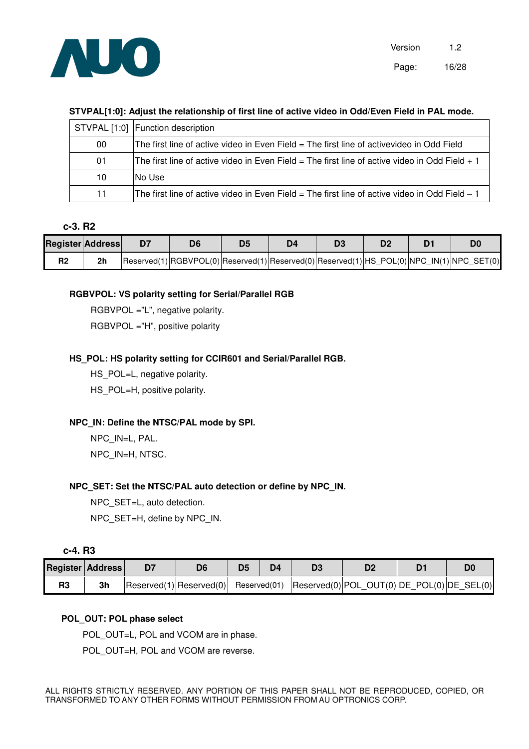**STVPAL[1:0]: Adjust the relationship of first line of active video in Odd/Even Field in PAL mode.**

| STVPAL [1:0] | Function description |
|---|---|
| 00 | The first line of active video in Even Field = The first line of activevideo in Odd Field |
| 01 | The first line of active video in Even Field = The first line of active video in Odd Field + 1 |
| 10 | No Use |
| 11 | The first line of active video in Even Field = The first line of active video in Odd Field – 1 |

### c-3. R2

| Register | Address | D7 | D6 | D5 | D4 | D3 | D2 | D1 | D0 |
|---|---|---|---|---|---|---|---|---|---|
| R2 | 2h | Reserved(1) | RGBVPOL(0) | Reserved(1) | Reserved(0) | Reserved(1) | HS_POL(0) | NPC_IN(1) | NPC_SET(0) |

**RGBVPOL: VS polarity setting for Serial/Parallel RGB**

RGBVPOL ="L", negative polarity.

RGBVPOL ="H", positive polarity

**HS_POL: HS polarity setting for CCIR601 and Serial/Parallel RGB.**

HS_POL=L, negative polarity.

HS_POL=H, positive polarity.

**NPC_IN: Define the NTSC/PAL mode by SPI.**

NPC_IN=L, PAL.

NPC_IN=H, NTSC.

**NPC_SET: Set the NTSC/PAL auto detection or define by NPC_IN.**

NPC_SET=L, auto detection.

NPC_SET=H, define by NPC_IN.

### c-4. R3

| Register | Address | D7 | D6 | D5 | D4 | D3 | D2 | D1 | D0 |
|---|---|---|---|---|---|---|---|---|---|
| R3 | 3h | Reserved(1) | Reserved(0) | Reserved(01) | | Reserved(0) | POL_OUT(0) | DE_POL(0) | DE_SEL(0) |

**POL_OUT: POL phase select**

POL_OUT=L, POL and VCOM are in phase.

POL_OUT=H, POL and VCOM are reverse.

ALL RIGHTS STRICTLY RESERVED. ANY PORTION OF THIS PAPER SHALL NOT BE REPRODUCED, COPIED, OR TRANSFORMED TO ANY OTHER FORMS WITHOUT PERMISSION FROM AU OPTRONICS CORP.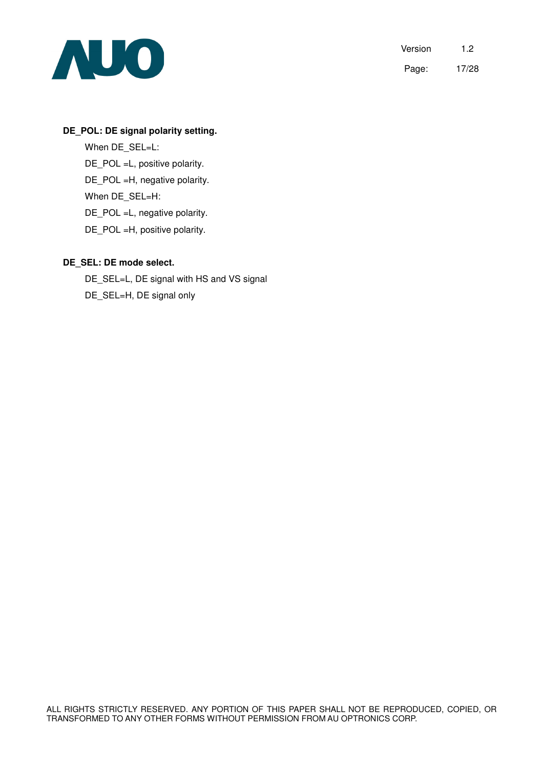**DE_POL: DE signal polarity setting.**

When DE_SEL=L:

DE_POL =L, positive polarity.

DE_POL =H, negative polarity.

When DE_SEL=H:

DE_POL =L, negative polarity.

DE_POL =H, positive polarity.

**DE_SEL: DE mode select.**

DE_SEL=L, DE signal with HS and VS signal

DE_SEL=H, DE signal only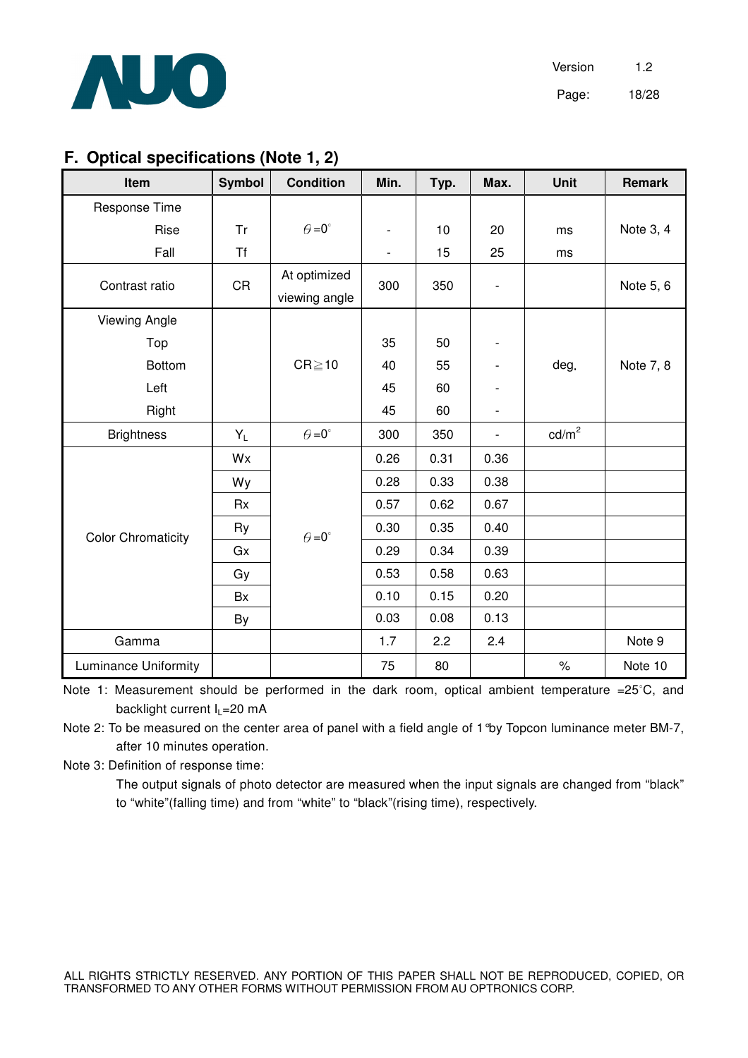## F. Optical specifications (Note 1, 2)

| Item | Symbol | Condition | Min. | Typ. | Max. | Unit | Remark |
|---|---|---|---|---|---|---|---|
| Response Time | | | | | | | |
| Rise | Tr | $\theta$=0° | - | 10 | 20 | ms | Note 3, 4 |
| Fall | Tf | | - | 15 | 25 | ms | |
| Contrast ratio | CR | At optimized viewing angle | 300 | 350 | - | | Note 5, 6 |
| Viewing Angle | | | | | | | |
| Top | | CR≧10 | 35 | 50 | - | deg. | Note 7, 8 |
| Bottom | | | 40 | 55 | - | | |
| Left | | | 45 | 60 | - | | |
| Right | | | 45 | 60 | - | | |
| Brightness | $Y_L$ | $\theta$=0° | 300 | 350 | - | cd/m² | |
| Color Chromaticity | Wx | $\theta$=0° | 0.26 | 0.31 | 0.36 | | |
| | Wy | | 0.28 | 0.33 | 0.38 | | |
| | Rx | | 0.57 | 0.62 | 0.67 | | |
| | Ry | | 0.30 | 0.35 | 0.40 | | |
| | Gx | | 0.29 | 0.34 | 0.39 | | |
| | Gy | | 0.53 | 0.58 | 0.63 | | |
| | Bx | | 0.10 | 0.15 | 0.20 | | |
| | By | | 0.03 | 0.08 | 0.13 | | |
| Gamma | | | 1.7 | 2.2 | 2.4 | | Note 9 |
| Luminance Uniformity | | | 75 | 80 | | % | Note 10 |

Note 1: Measurement should be performed in the dark room, optical ambient temperature =25°C, and backlight current $I_L$=20 mA

Note 2: To be measured on the center area of panel with a field angle of 1°by Topcon luminance meter BM-7, after 10 minutes operation.

Note 3: Definition of response time:

The output signals of photo detector are measured when the input signals are changed from "black" to "white"(falling time) and from "white" to "black"(rising time), respectively.

ALL RIGHTS STRICTLY RESERVED. ANY PORTION OF THIS PAPER SHALL NOT BE REPRODUCED, COPIED, OR TRANSFORMED TO ANY OTHER FORMS WITHOUT PERMISSION FROM AU OPTRONICS CORP.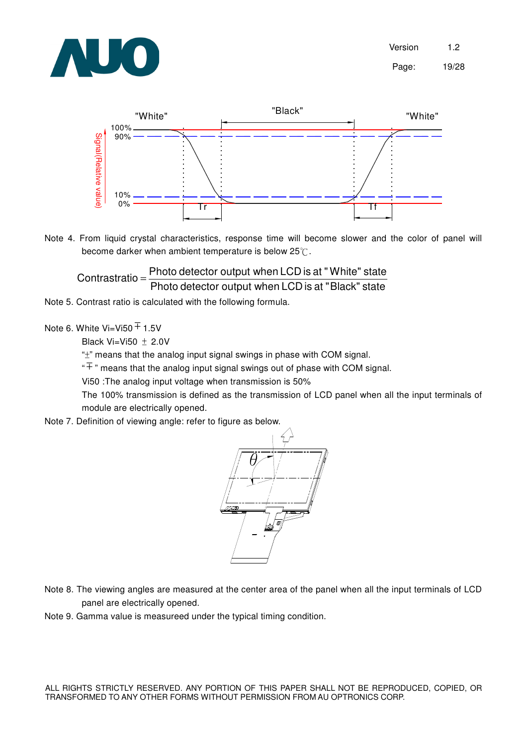Note 4. From liquid crystal characteristics, response time will become slower and the color of panel will become darker when ambient temperature is below 25℃.

$$\text{Contrast ratio} = \frac{\text{Photo detector output when LCD is at "White" state}}{\text{Photo detector output when LCD is at "Black" state}}$$

Note 5. Contrast ratio is calculated with the following formula.

Note 6. White Vi=Vi50 ∓ 1.5V

Black Vi=Vi50 ± 2.0V

"±" means that the analog input signal swings in phase with COM signal.

"∓" means that the analog input signal swings out of phase with COM signal.

Vi50 :The analog input voltage when transmission is 50%

The 100% transmission is defined as the transmission of LCD panel when all the input terminals of module are electrically opened.

Note 7. Definition of viewing angle: refer to figure as below.

Note 8. The viewing angles are measured at the center area of the panel when all the input terminals of LCD panel are electrically opened.

Note 9. Gamma value is measureed under the typical timing condition.

ALL RIGHTS STRICTLY RESERVED. ANY PORTION OF THIS PAPER SHALL NOT BE REPRODUCED, COPIED, OR TRANSFORMED TO ANY OTHER FORMS WITHOUT PERMISSION FROM AU OPTRONICS CORP.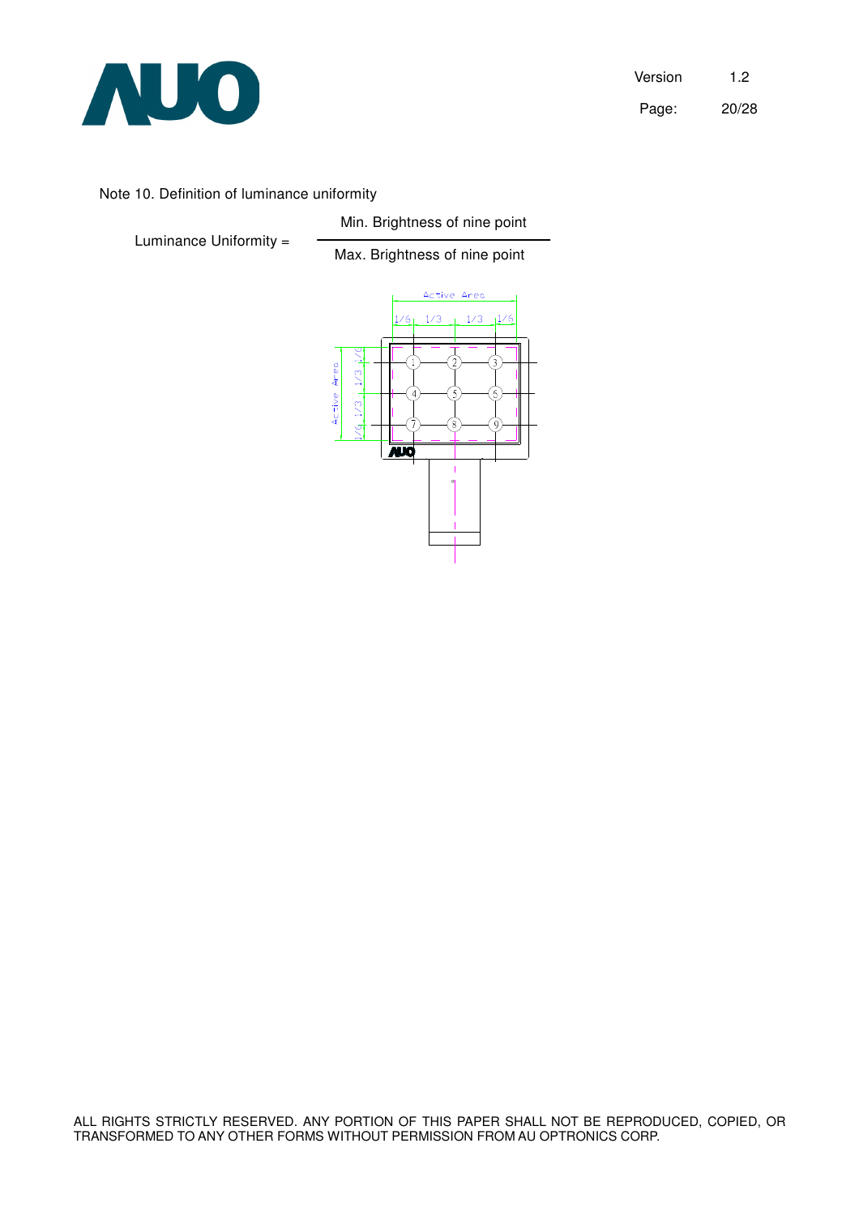Note 10. Definition of luminance uniformity

$$\text{Luminance Uniformity} = \frac{\text{Min. Brightness of nine point}}{\text{Max. Brightness of nine point}}$$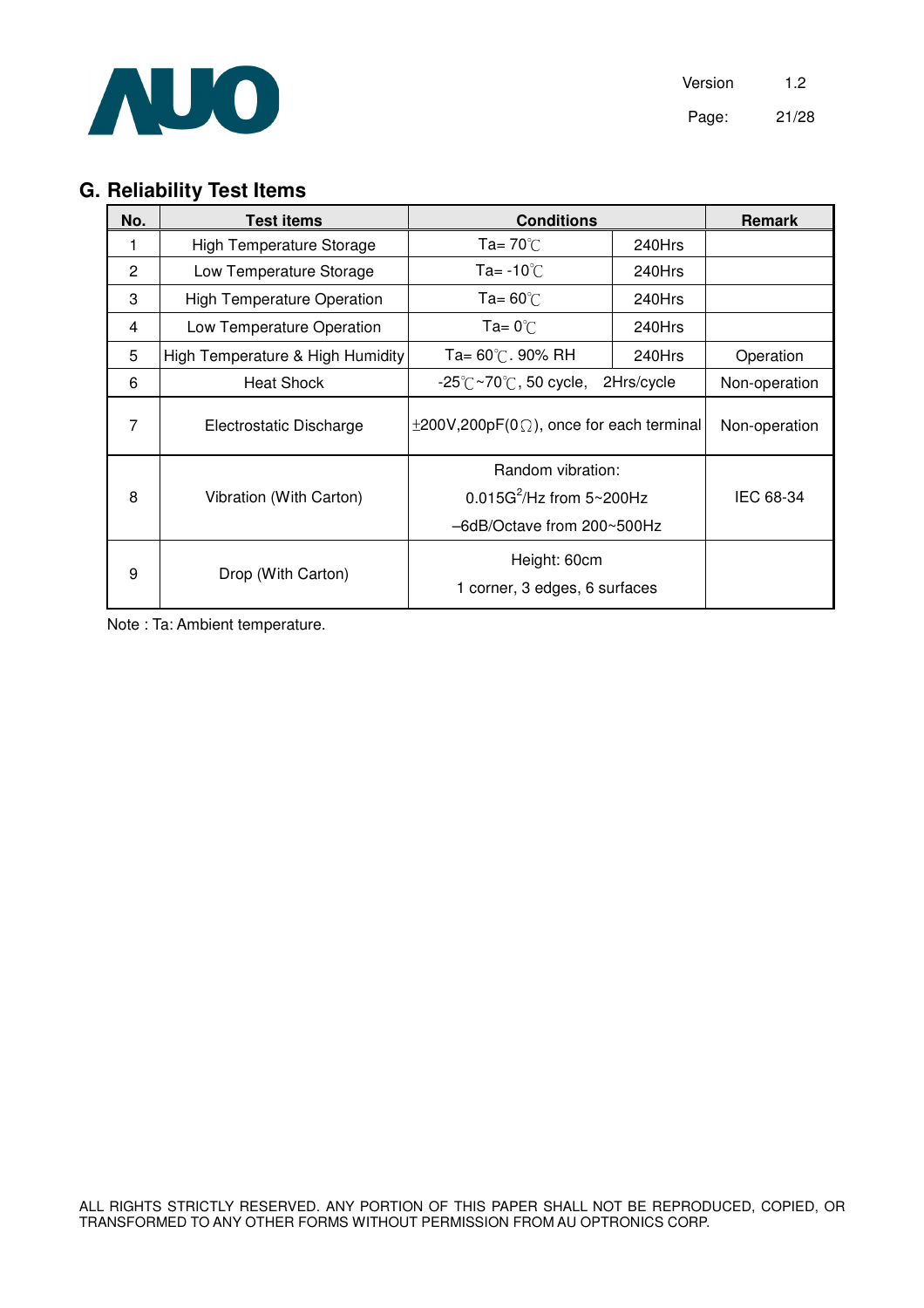## G. Reliability Test Items

| No. | Test items | Conditions | | Remark |
|---|---|---|---|---|
| 1 | High Temperature Storage | Ta= 70℃ | 240Hrs | |
| 2 | Low Temperature Storage | Ta= -10℃ | 240Hrs | |
| 3 | High Temperature Operation | Ta= 60℃ | 240Hrs | |
| 4 | Low Temperature Operation | Ta= 0℃ | 240Hrs | |
| 5 | High Temperature & High Humidity | Ta= 60℃. 90% RH | 240Hrs | Operation |
| 6 | Heat Shock | -25℃~70℃, 50 cycle, | 2Hrs/cycle | Non-operation |
| 7 | Electrostatic Discharge | ±200V,200pF(0Ω), once for each terminal | | Non-operation |
| 8 | Vibration (With Carton) | Random vibration:<br>$0.015G^2$/Hz from 5~200Hz<br>–6dB/Octave from 200~500Hz | | IEC 68-34 |
| 9 | Drop (With Carton) | Height: 60cm<br>1 corner, 3 edges, 6 surfaces | | |

Note : Ta: Ambient temperature.

ALL RIGHTS STRICTLY RESERVED. ANY PORTION OF THIS PAPER SHALL NOT BE REPRODUCED, COPIED, OR TRANSFORMED TO ANY OTHER FORMS WITHOUT PERMISSION FROM AU OPTRONICS CORP.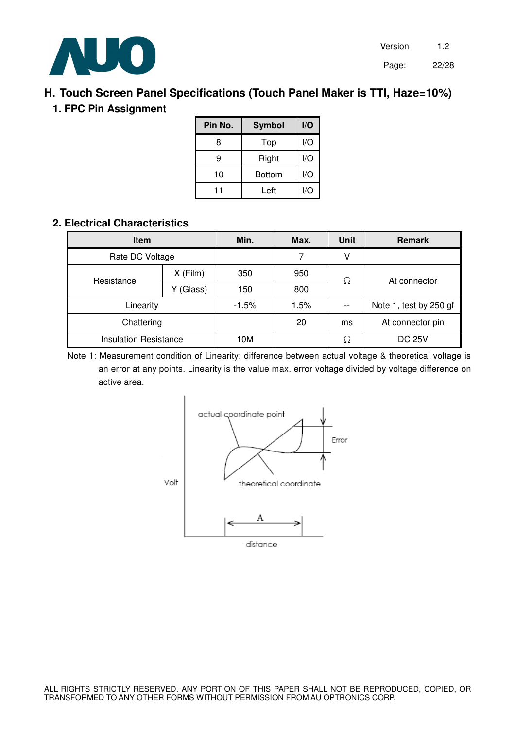## H. Touch Screen Panel Specifications (Touch Panel Maker is TTI, Haze=10%)

### 1. FPC Pin Assignment

| Pin No. | Symbol | I/O |
|---|---|---|
| 8 | Top | I/O |
| 9 | Right | I/O |
| 10 | Bottom | I/O |
| 11 | Left | I/O |

### 2. Electrical Characteristics

| Item | | Min. | Max. | Unit | Remark |
|---|---|---|---|---|---|
| Rate DC Voltage | | | 7 | V | |
| Resistance | X (Film) | 350 | 950 | Ω | At connector |
| | Y (Glass) | 150 | 800 | | |
| Linearity | | -1.5% | 1.5% | -- | Note 1, test by 250 gf |
| Chattering | | | 20 | ms | At connector pin |
| Insulation Resistance | | 10M | | Ω | DC 25V |

Note 1: Measurement condition of Linearity: difference between actual voltage & theoretical voltage is an error at any points. Linearity is the value max. error voltage divided by voltage difference on active area.

actual coordinate point

Error

theoretical coordinate

Volt

A

distance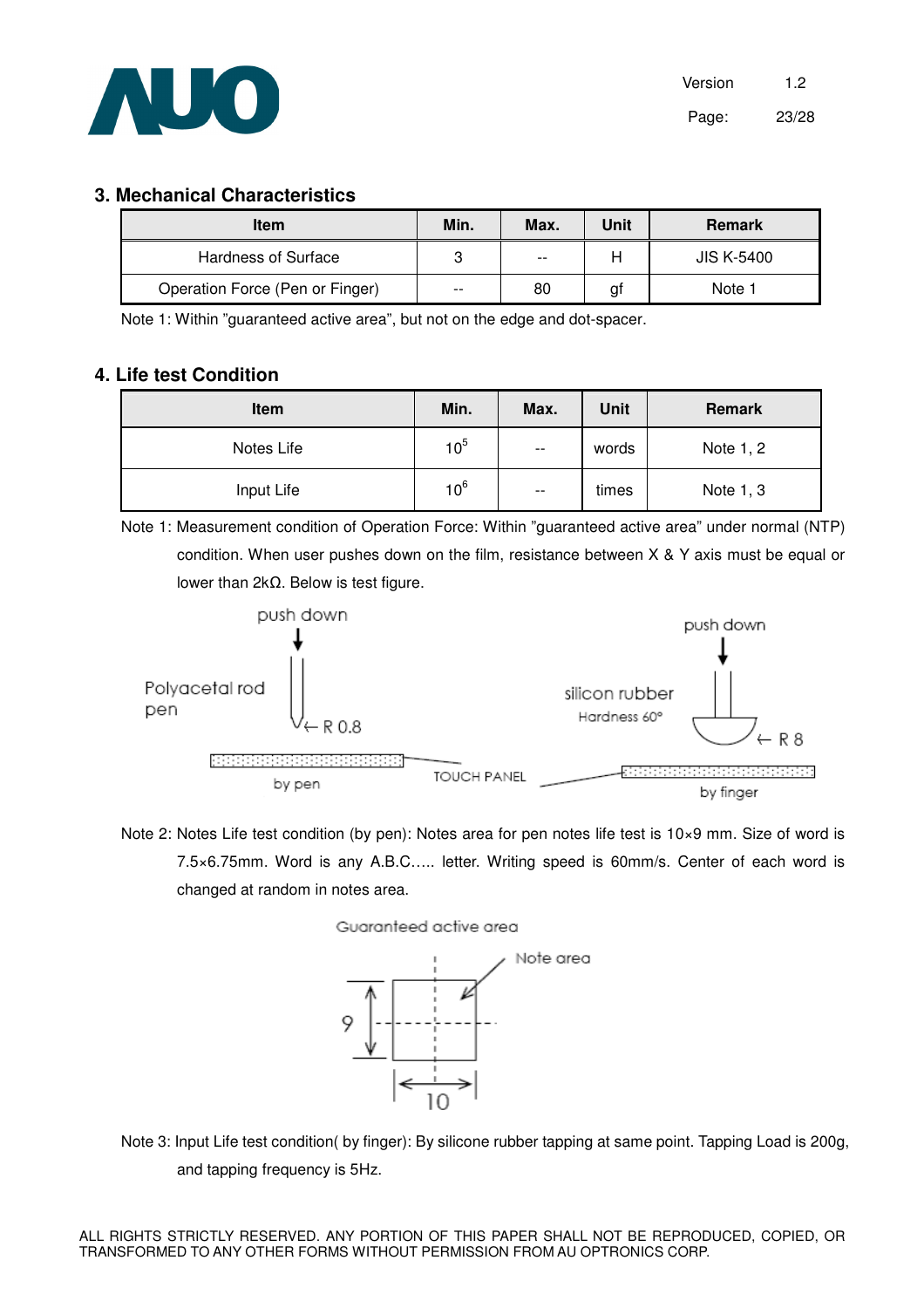## 3. Mechanical Characteristics

| Item | Min. | Max. | Unit | Remark |
|---|---|---|---|---|
| Hardness of Surface | 3 | -- | H | JIS K-5400 |
| Operation Force (Pen or Finger) | -- | 80 | gf | Note 1 |

Note 1: Within "guaranteed active area", but not on the edge and dot-spacer.

## 4. Life test Condition

| Item | Min. | Max. | Unit | Remark |
|---|---|---|---|---|
| Notes Life | $10^5$ | -- | words | Note 1, 2 |
| Input Life | $10^6$ | -- | times | Note 1, 3 |

Note 1: Measurement condition of Operation Force: Within "guaranteed active area" under normal (NTP) condition. When user pushes down on the film, resistance between X & Y axis must be equal or lower than 2kΩ. Below is test figure.

push down

Polyacetal rod pen

R 0.8

by pen

TOUCH PANEL

push down

silicon rubber

Hardness 60°

R 8

by finger

Note 2: Notes Life test condition (by pen): Notes area for pen notes life test is 10×9 mm. Size of word is 7.5×6.75mm. Word is any A.B.C….. letter. Writing speed is 60mm/s. Center of each word is changed at random in notes area.

Guaranteed active area

Note area

9

10

Note 3: Input Life test condition( by finger): By silicone rubber tapping at same point. Tapping Load is 200g, and tapping frequency is 5Hz.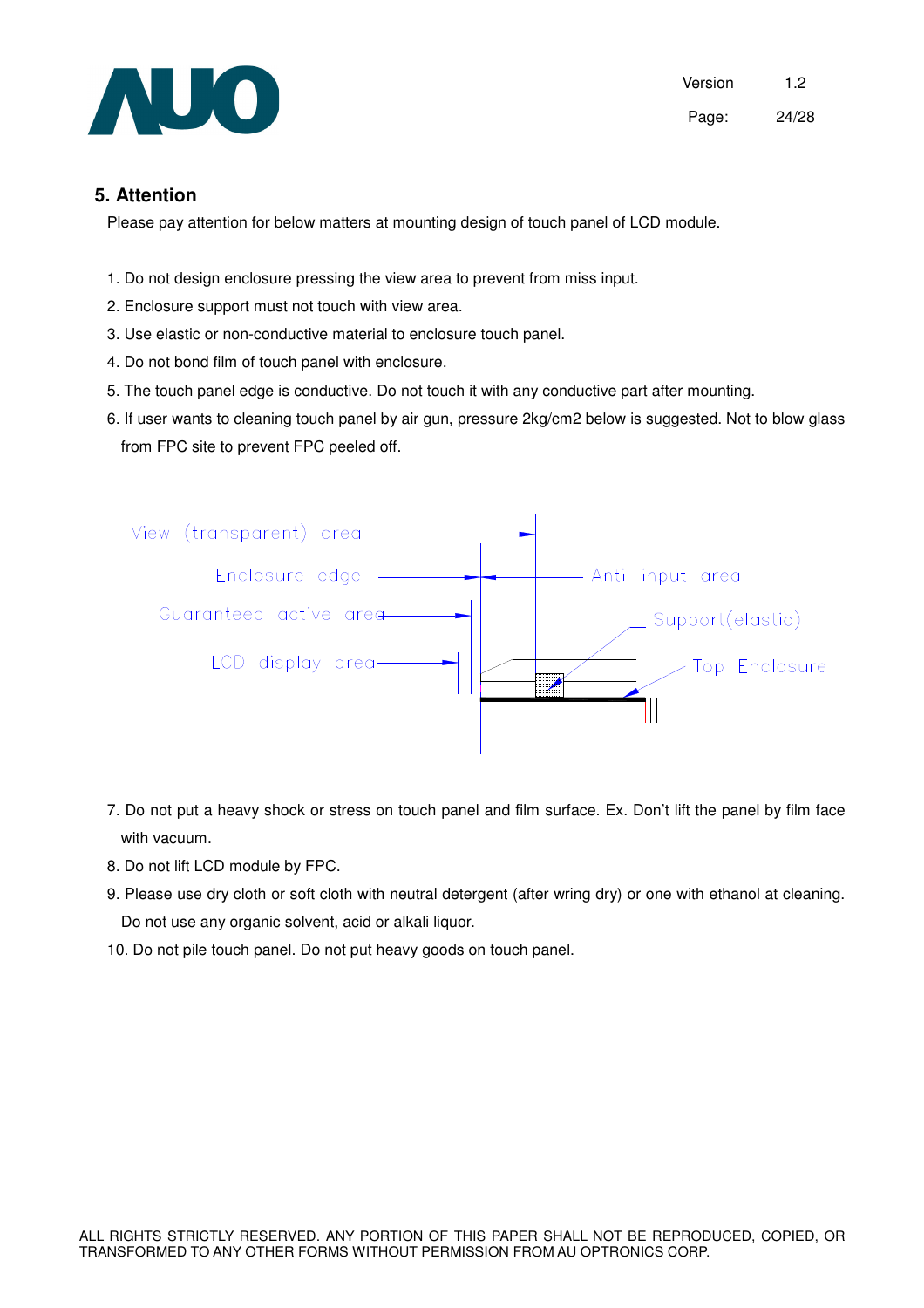## 5. Attention

Please pay attention for below matters at mounting design of touch panel of LCD module.

1. Do not design enclosure pressing the view area to prevent from miss input.
2. Enclosure support must not touch with view area.
3. Use elastic or non-conductive material to enclosure touch panel.
4. Do not bond film of touch panel with enclosure.
5. The touch panel edge is conductive. Do not touch it with any conductive part after mounting.
6. If user wants to cleaning touch panel by air gun, pressure 2kg/cm2 below is suggested. Not to blow glass from FPC site to prevent FPC peeled off.

View (transparent) area
Enclosure edge
Anti-input area
Guaranteed active area
Support(elastic)
LCD display area
Top Enclosure

7. Do not put a heavy shock or stress on touch panel and film surface. Ex. Don't lift the panel by film face with vacuum.
8. Do not lift LCD module by FPC.
9. Please use dry cloth or soft cloth with neutral detergent (after wring dry) or one with ethanol at cleaning. Do not use any organic solvent, acid or alkali liquor.
10. Do not pile touch panel. Do not put heavy goods on touch panel.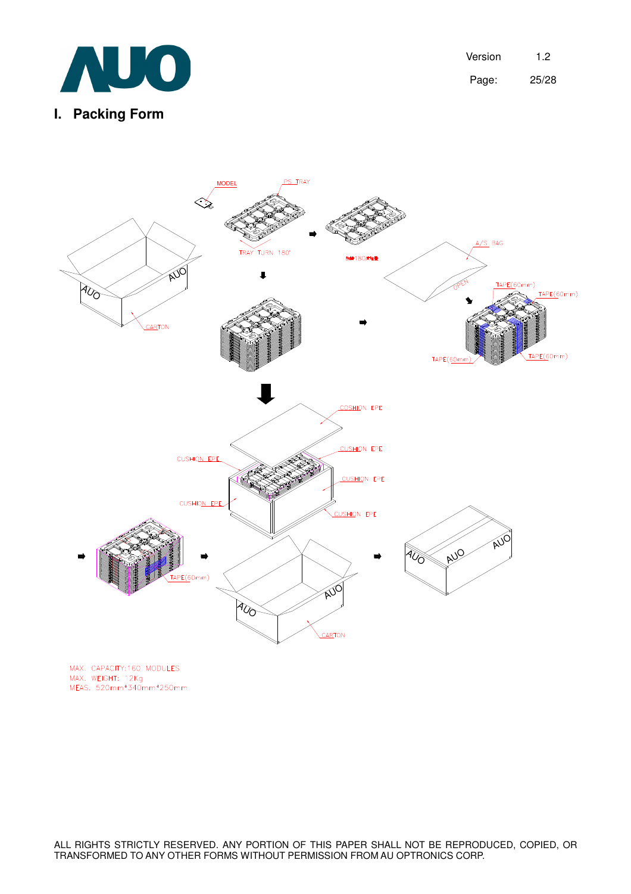# I. Packing Form

MODEL

PS TRAY

TRAY TURN 180°

A/S BAG

OPEN

TAPE(60mm)

TAPE(60mm)

TAPE(60mm)

TAPE(60mm)

CARTON

CUSHION EPE

CUSHION EPE

CUSHION EPE

CUSHION EPE

CUSHION EPE

CUSHION EPE

TAPE(60mm)

CARTON

MAX. CAPACITY:160 MODULES
MAX. WEIGHT: 12Kg
MEAS. 520mm*340mm*250mm

ALL RIGHTS STRICTLY RESERVED. ANY PORTION OF THIS PAPER SHALL NOT BE REPRODUCED, COPIED, OR TRANSFORMED TO ANY OTHER FORMS WITHOUT PERMISSION FROM AU OPTRONICS CORP.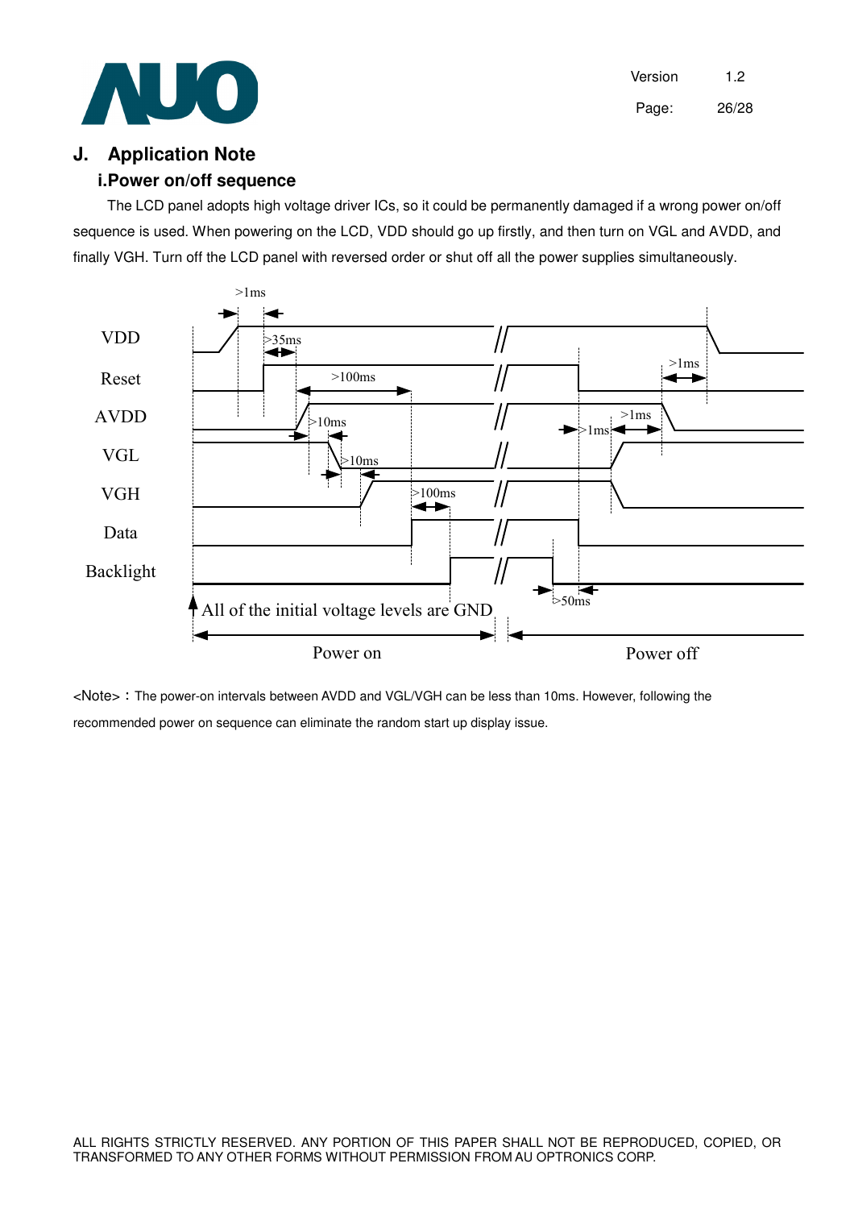## J. Application Note

### i.Power on/off sequence

The LCD panel adopts high voltage driver ICs, so it could be permanently damaged if a wrong power on/off sequence is used. When powering on the LCD, VDD should go up firstly, and then turn on VGL and AVDD, and finally VGH. Turn off the LCD panel with reversed order or shut off all the power supplies simultaneously.

VDD
Reset
AVDD
VGL
VGH
Data
Backlight

>1ms
>35ms
>100ms
>10ms
>10ms
>100ms
>1ms
>1ms
>1ms
>50ms

All of the initial voltage levels are GND

Power on    Power off

<Note>：The power-on intervals between AVDD and VGL/VGH can be less than 10ms. However, following the recommended power on sequence can eliminate the random start up display issue.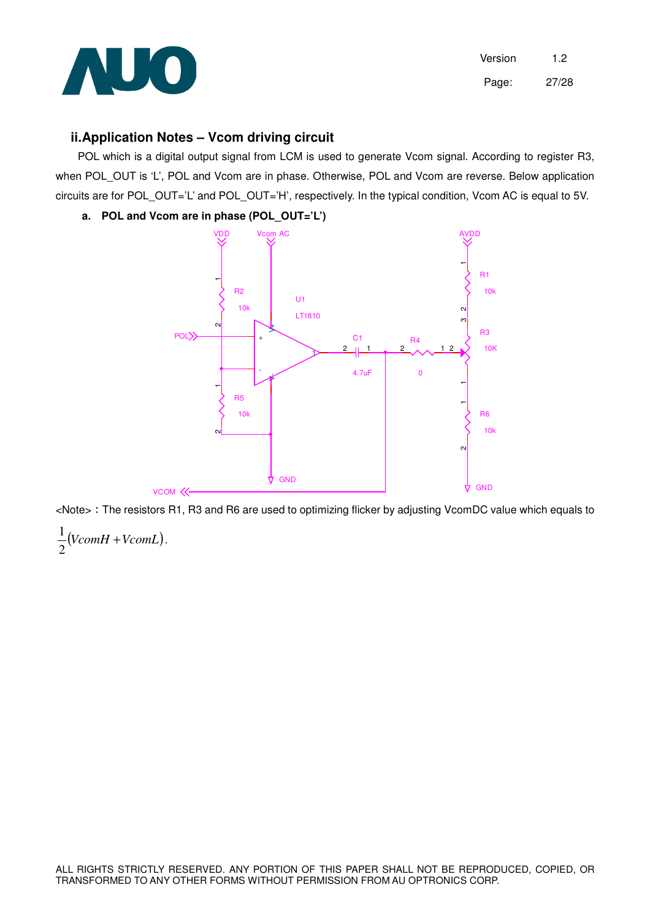## ii.Application Notes – Vcom driving circuit

POL which is a digital output signal from LCM is used to generate Vcom signal. According to register R3, when POL_OUT is 'L', POL and Vcom are in phase. Otherwise, POL and Vcom are reverse. Below application circuits are for POL_OUT='L' and POL_OUT='H', respectively. In the typical condition, Vcom AC is equal to 5V.

**a. POL and Vcom are in phase (POL_OUT='L')**

<Note>：The resistors R1, R3 and R6 are used to optimizing flicker by adjusting VcomDC value which equals to $\frac{1}{2}(VcomH + VcomL)$.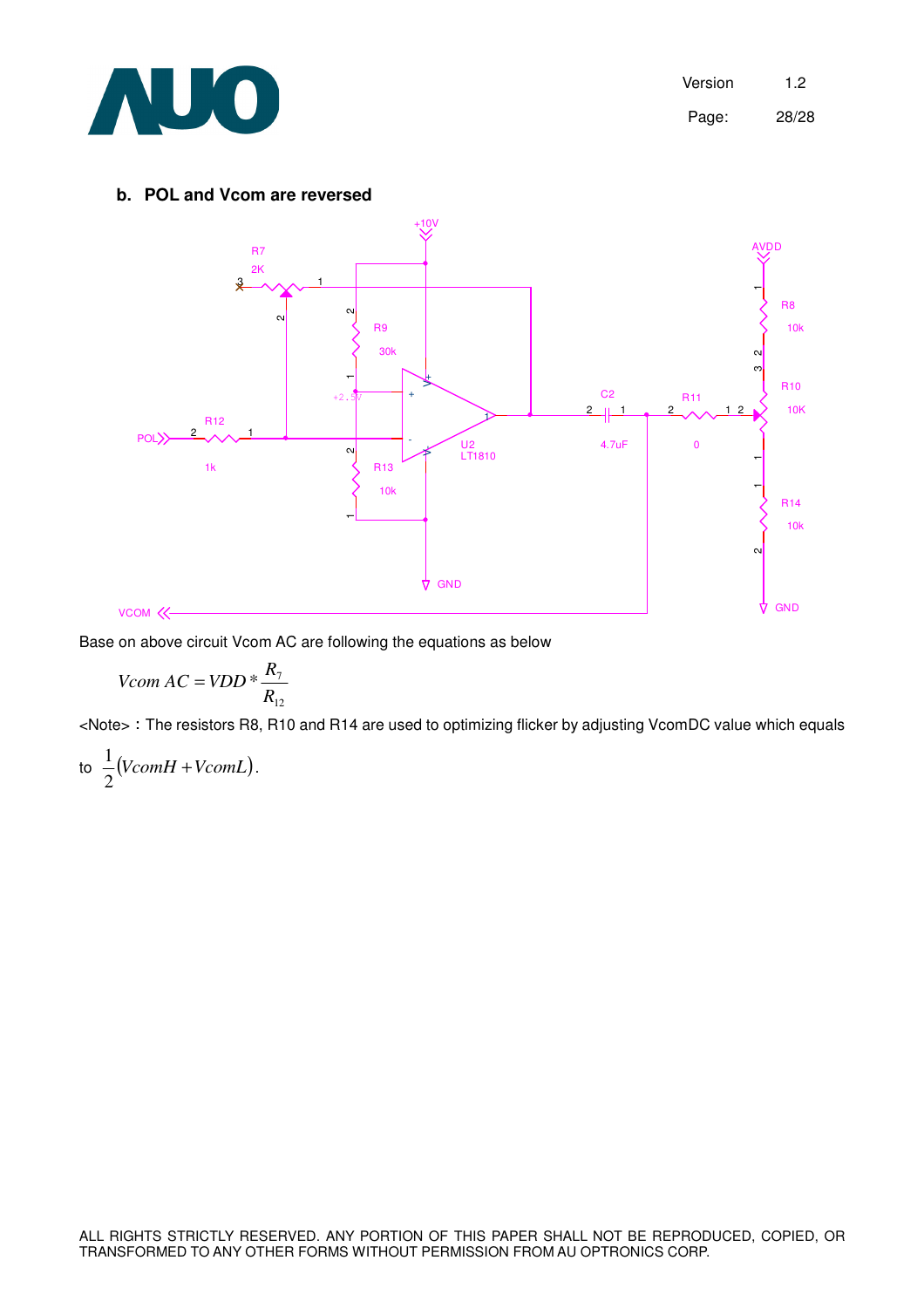## b. POL and Vcom are reversed

+10V

R7
2K

AVDD

R8
10k

R9
30k

+2.5V

R10
10K

C2
4.7uF

R11
0

POL

R12
1k

U2
LT1810

R13
10k

R14
10k

GND

GND

VCOM

Base on above circuit Vcom AC are following the equations as below

$$Vcom\ AC = VDD * \frac{R_7}{R_{12}}$$

<Note>：The resistors R8, R10 and R14 are used to optimizing flicker by adjusting VcomDC value which equals to $\frac{1}{2}(VcomH + VcomL)$.

ALL RIGHTS STRICTLY RESERVED. ANY PORTION OF THIS PAPER SHALL NOT BE REPRODUCED, COPIED, OR TRANSFORMED TO ANY OTHER FORMS WITHOUT PERMISSION FROM AU OPTRONICS CORP.